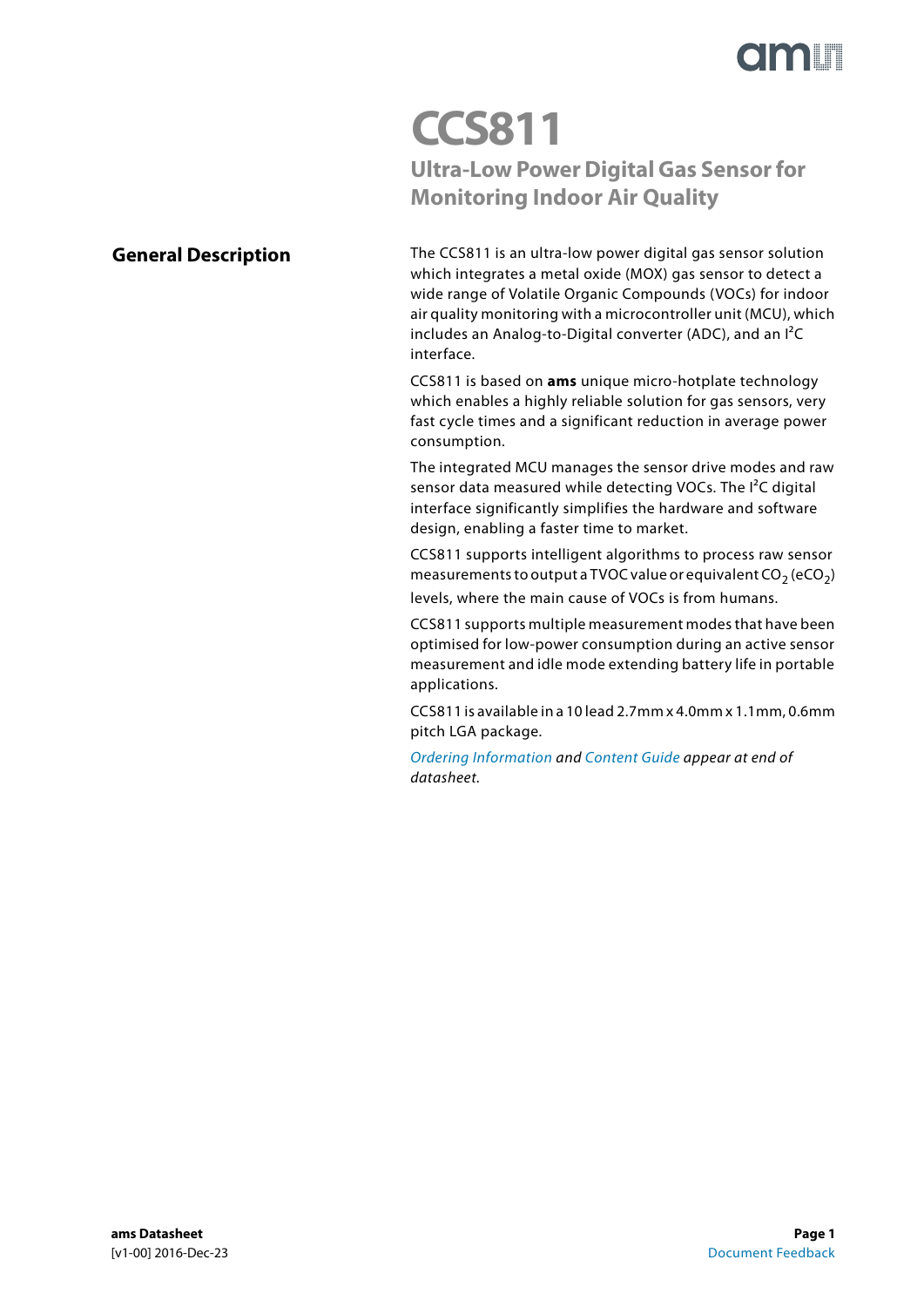# CCS811

## Ultra-Low Power Digital Gas Sensor for Monitoring Indoor Air Quality

## General Description

The CCS811 is an ultra-low power digital gas sensor solution which integrates a metal oxide (MOX) gas sensor to detect a wide range of Volatile Organic Compounds (VOCs) for indoor air quality monitoring with a microcontroller unit (MCU), which includes an Analog-to-Digital converter (ADC), and an I²C interface.

CCS811 is based on **ams** unique micro-hotplate technology which enables a highly reliable solution for gas sensors, very fast cycle times and a significant reduction in average power consumption.

The integrated MCU manages the sensor drive modes and raw sensor data measured while detecting VOCs. The I²C digital interface significantly simplifies the hardware and software design, enabling a faster time to market.

CCS811 supports intelligent algorithms to process raw sensor measurements to output a TVOC value or equivalent $CO_2$ ($eCO_2$) levels, where the main cause of VOCs is from humans.

CCS811 supports multiple measurement modes that have been optimised for low-power consumption during an active sensor measurement and idle mode extending battery life in portable applications.

CCS811 is available in a 10 lead 2.7mm x 4.0mm x 1.1mm, 0.6mm pitch LGA package.

*Ordering Information and Content Guide appear at end of datasheet.*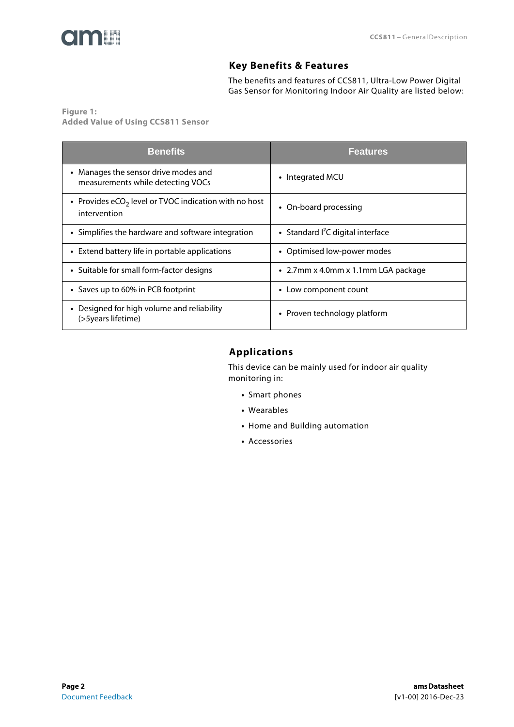## Key Benefits & Features

The benefits and features of CCS811, Ultra-Low Power Digital Gas Sensor for Monitoring Indoor Air Quality are listed below:

**Figure 1:**
**Added Value of Using CCS811 Sensor**

| Benefits | Features |
|---|---|
| • Manages the sensor drive modes and measurements while detecting VOCs | • Integrated MCU |
| • Provides $eCO_2$ level or TVOC indication with no host intervention | • On-board processing |
| • Simplifies the hardware and software integration | • Standard $I^2C$ digital interface |
| • Extend battery life in portable applications | • Optimised low-power modes |
| • Suitable for small form-factor designs | • 2.7mm x 4.0mm x 1.1mm LGA package |
| • Saves up to 60% in PCB footprint | • Low component count |
| • Designed for high volume and reliability (>5years lifetime) | • Proven technology platform |

## Applications

This device can be mainly used for indoor air quality monitoring in:

- Smart phones
- Wearables
- Home and Building automation
- Accessories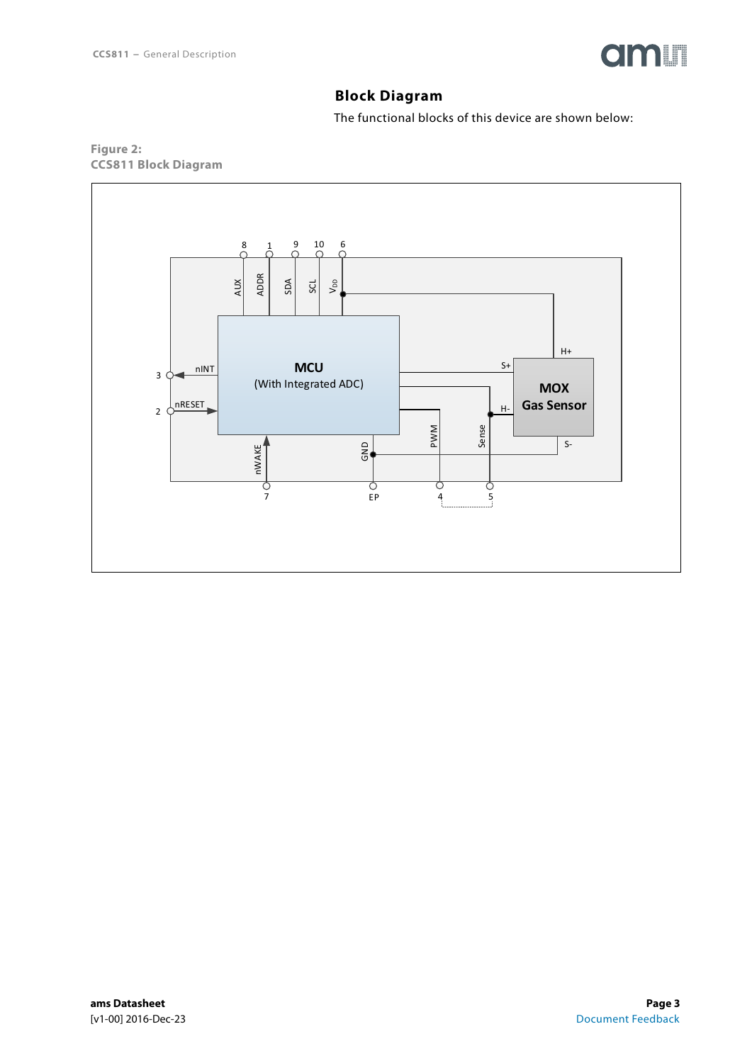## Block Diagram

The functional blocks of this device are shown below:

**Figure 2:**
**CCS811 Block Diagram**

8 1 9 10 6

AUX ADDR SDA SCL $V_{DD}$

3 nINT

2 nRESET

MCU
(With Integrated ADC)

H+ S+ H-

MOX
Gas Sensor

S-

nWAKE GND PWM Sense

7 EP 4 5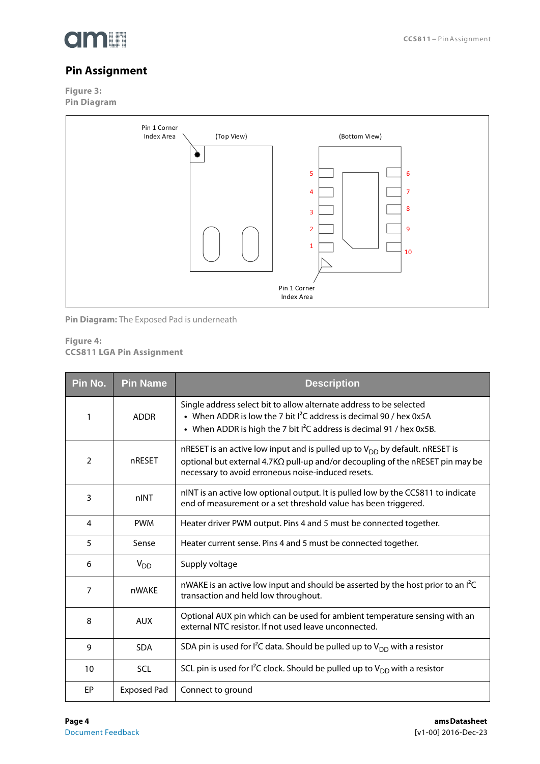## Pin Assignment

**Figure 3:**
**Pin Diagram**

Pin 1 Corner Index Area (Top View) (Bottom View) 5 4 3 2 1 6 7 8 9 10 Pin 1 Corner Index Area

**Pin Diagram:** The Exposed Pad is underneath

**Figure 4:**
**CCS811 LGA Pin Assignment**

| Pin No. | Pin Name | Description |
|---|---|---|
| 1 | ADDR | Single address select bit to allow alternate address to be selected<br>• When ADDR is low the 7 bit I²C address is decimal 90 / hex 0x5A<br>• When ADDR is high the 7 bit I²C address is decimal 91 / hex 0x5B. |
| 2 | nRESET | nRESET is an active low input and is pulled up to $V_{DD}$ by default. nRESET is optional but external 4.7KΩ pull-up and/or decoupling of the nRESET pin may be necessary to avoid erroneous noise-induced resets. |
| 3 | nINT | nINT is an active low optional output. It is pulled low by the CCS811 to indicate end of measurement or a set threshold value has been triggered. |
| 4 | PWM | Heater driver PWM output. Pins 4 and 5 must be connected together. |
| 5 | Sense | Heater current sense. Pins 4 and 5 must be connected together. |
| 6 | $V_{DD}$ | Supply voltage |
| 7 | nWAKE | nWAKE is an active low input and should be asserted by the host prior to an I²C transaction and held low throughout. |
| 8 | AUX | Optional AUX pin which can be used for ambient temperature sensing with an external NTC resistor. If not used leave unconnected. |
| 9 | SDA | SDA pin is used for I²C data. Should be pulled up to $V_{DD}$ with a resistor |
| 10 | SCL | SCL pin is used for I²C clock. Should be pulled up to $V_{DD}$ with a resistor |
| EP | Exposed Pad | Connect to ground |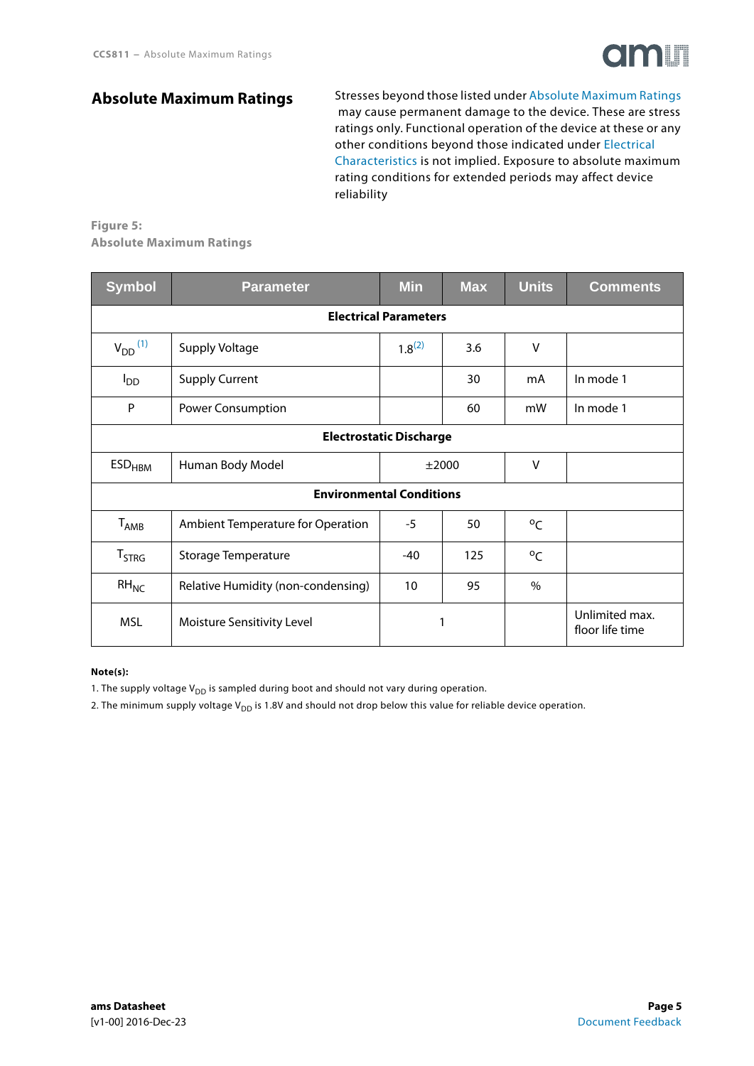## Absolute Maximum Ratings

Stresses beyond those listed under Absolute Maximum Ratings may cause permanent damage to the device. These are stress ratings only. Functional operation of the device at these or any other conditions beyond those indicated under Electrical Characteristics is not implied. Exposure to absolute maximum rating conditions for extended periods may affect device reliability

**Figure 5:**
**Absolute Maximum Ratings**

| Symbol | Parameter | Min | Max | Units | Comments |
|---|---|---|---|---|---|
| **Electrical Parameters** | | | | | |
| $V_{DD}$ (1) | Supply Voltage | 1.8(2) | 3.6 | V | |
| $I_{DD}$ | Supply Current | | 30 | mA | In mode 1 |
| P | Power Consumption | | 60 | mW | In mode 1 |
| **Electrostatic Discharge** | | | | | |
| $ESD_{HBM}$ | Human Body Model | ±2000 | | V | |
| **Environmental Conditions** | | | | | |
| $T_{AMB}$ | Ambient Temperature for Operation | -5 | 50 | ºC | |
| $T_{STRG}$ | Storage Temperature | -40 | 125 | ºC | |
| $RH_{NC}$ | Relative Humidity (non-condensing) | 10 | 95 | % | |
| MSL | Moisture Sensitivity Level | 1 | | | Unlimited max. floor life time |

**Note(s):**

1. The supply voltage $V_{DD}$ is sampled during boot and should not vary during operation.
2. The minimum supply voltage $V_{DD}$ is 1.8V and should not drop below this value for reliable device operation.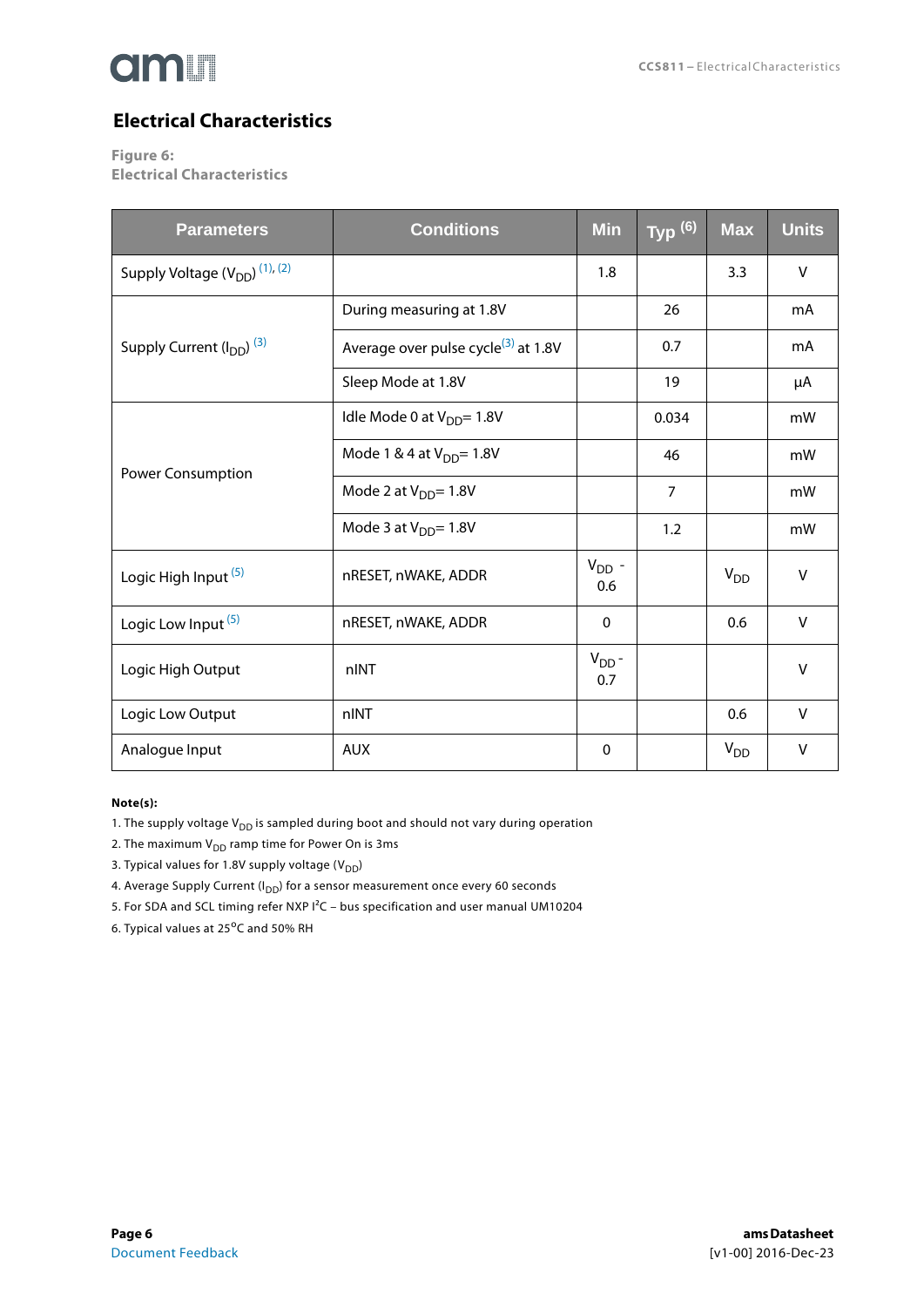## Electrical Characteristics

**Figure 6:**
**Electrical Characteristics**

| Parameters | Conditions | Min | Typ [6] | Max | Units |
|---|---|---|---|---|---|
| Supply Voltage ($V_{DD}$) [1], [2] | | 1.8 | | 3.3 | V |
| Supply Current ($I_{DD}$) [3] | During measuring at 1.8V | | 26 | | mA |
| | Average over pulse cycle[3] at 1.8V | | 0.7 | | mA |
| | Sleep Mode at 1.8V | | 19 | | µA |
| Power Consumption | Idle Mode 0 at $V_{DD}$= 1.8V | | 0.034 | | mW |
| | Mode 1 & 4 at $V_{DD}$= 1.8V | | 46 | | mW |
| | Mode 2 at $V_{DD}$= 1.8V | | 7 | | mW |
| | Mode 3 at $V_{DD}$= 1.8V | | 1.2 | | mW |
| Logic High Input [5] | nRESET, nWAKE, ADDR | $V_{DD}$ - 0.6 | | $V_{DD}$ | V |
| Logic Low Input [5] | nRESET, nWAKE, ADDR | 0 | | 0.6 | V |
| Logic High Output | nINT | $V_{DD}$ - 0.7 | | | V |
| Logic Low Output | nINT | | | 0.6 | V |
| Analogue Input | AUX | 0 | | $V_{DD}$ | V |

**Note(s):**

1. The supply voltage $V_{DD}$ is sampled during boot and should not vary during operation
2. The maximum $V_{DD}$ ramp time for Power On is 3ms
3. Typical values for 1.8V supply voltage ($V_{DD}$)
4. Average Supply Current ($I_{DD}$) for a sensor measurement once every 60 seconds
5. For SDA and SCL timing refer NXP $I^2C$ – bus specification and user manual UM10204
6. Typical values at 25°C and 50% RH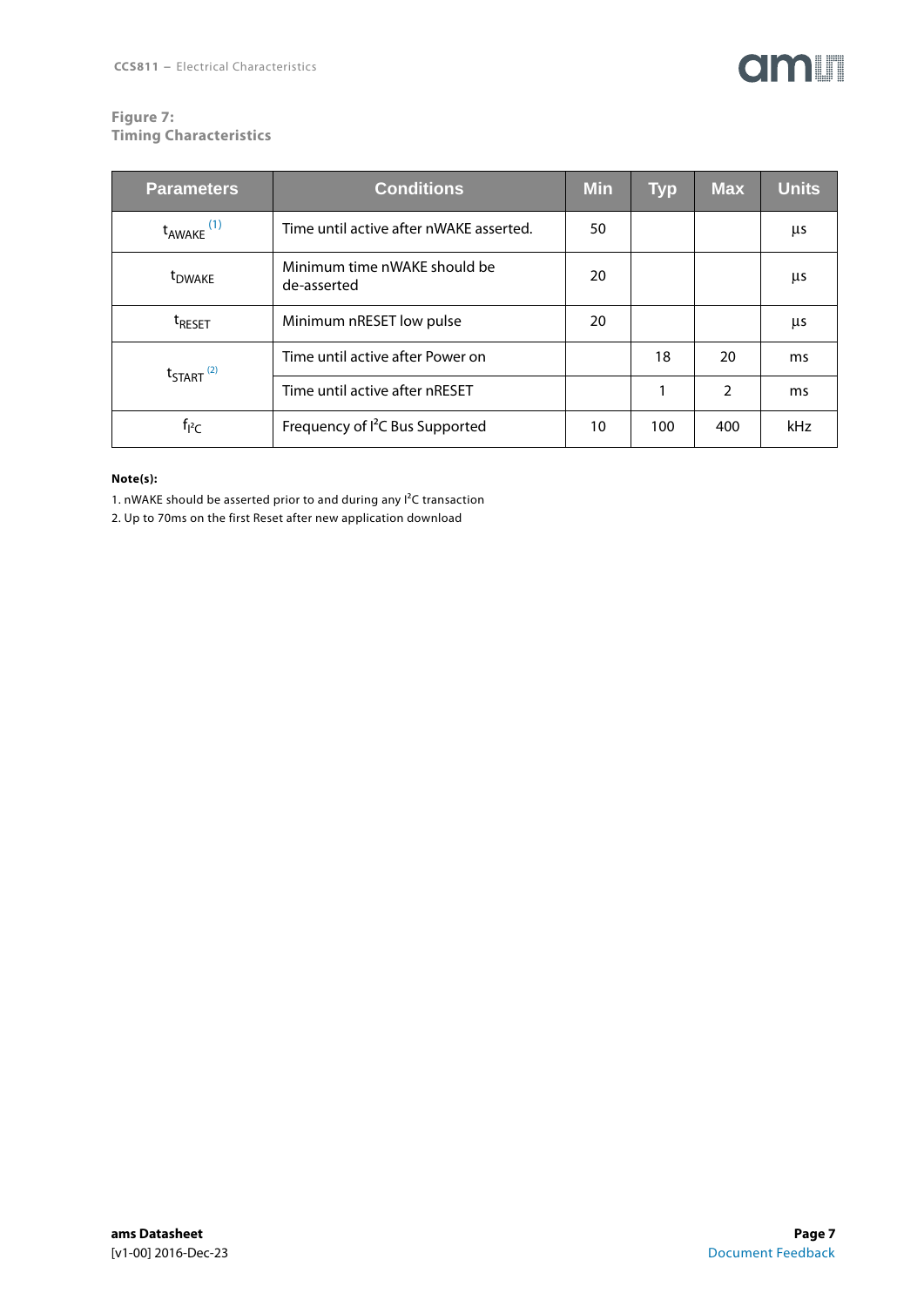**Figure 7:**
**Timing Characteristics**

| Parameters | Conditions | Min | Typ | Max | Units |
|---|---|---|---|---|---|
| $t_{AWAKE}$ [(1)] | Time until active after nWAKE asserted. | 50 | | | µs |
| $t_{DWAKE}$ | Minimum time nWAKE should be de-asserted | 20 | | | µs |
| $t_{RESET}$ | Minimum nRESET low pulse | 20 | | | µs |
| $t_{START}$ [(2)] | Time until active after Power on | | 18 | 20 | ms |
| | Time until active after nRESET | | 1 | 2 | ms |
| $f_{I^2C}$ | Frequency of I²C Bus Supported | 10 | 100 | 400 | kHz |

**Note(s):**

1. nWAKE should be asserted prior to and during any I²C transaction
2. Up to 70ms on the first Reset after new application download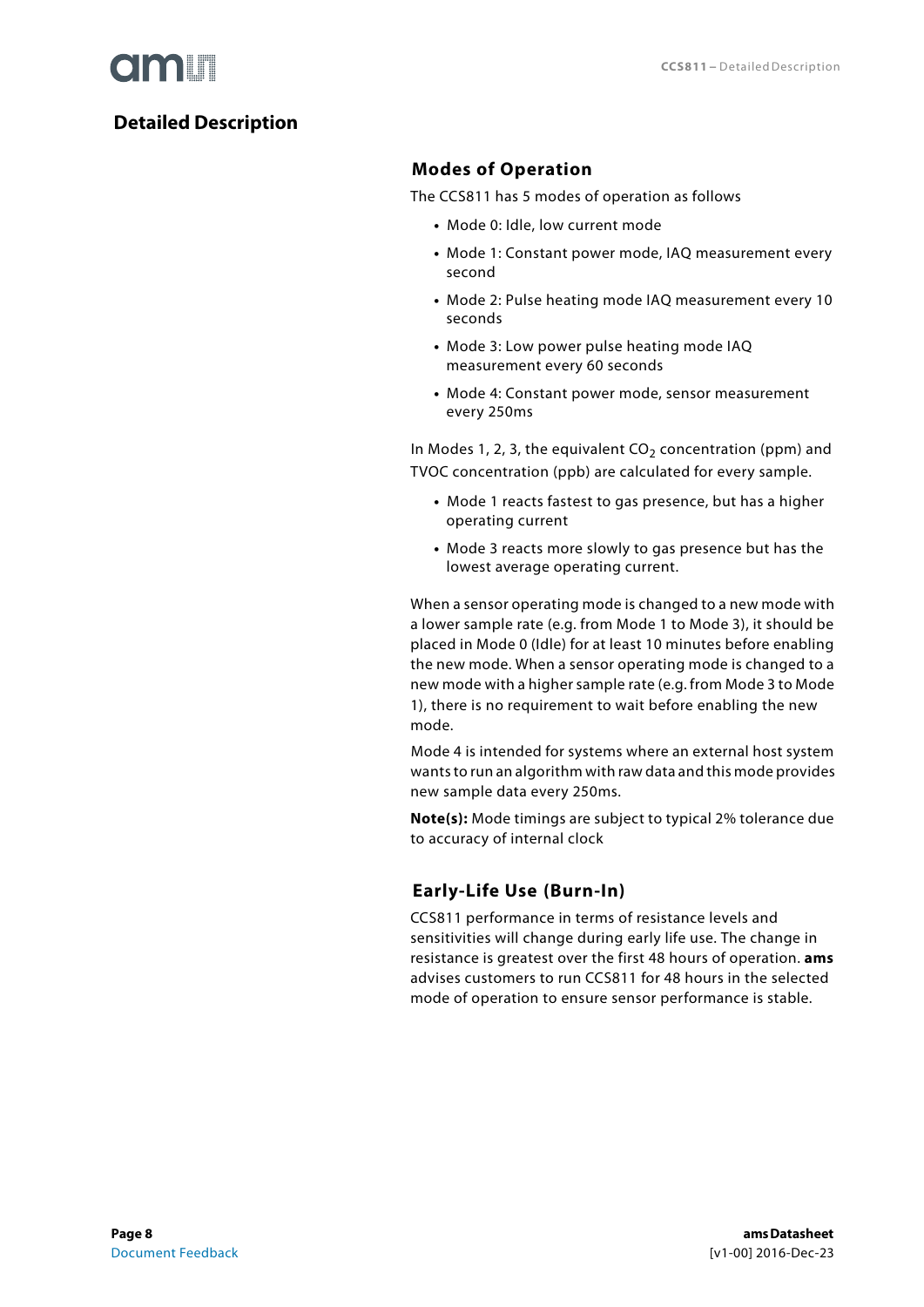# Detailed Description

## Modes of Operation

The CCS811 has 5 modes of operation as follows

- Mode 0: Idle, low current mode
- Mode 1: Constant power mode, IAQ measurement every second
- Mode 2: Pulse heating mode IAQ measurement every 10 seconds
- Mode 3: Low power pulse heating mode IAQ measurement every 60 seconds
- Mode 4: Constant power mode, sensor measurement every 250ms

In Modes 1, 2, 3, the equivalent $CO_2$ concentration (ppm) and TVOC concentration (ppb) are calculated for every sample.

- Mode 1 reacts fastest to gas presence, but has a higher operating current
- Mode 3 reacts more slowly to gas presence but has the lowest average operating current.

When a sensor operating mode is changed to a new mode with a lower sample rate (e.g. from Mode 1 to Mode 3), it should be placed in Mode 0 (Idle) for at least 10 minutes before enabling the new mode. When a sensor operating mode is changed to a new mode with a higher sample rate (e.g. from Mode 3 to Mode 1), there is no requirement to wait before enabling the new mode.

Mode 4 is intended for systems where an external host system wants to run an algorithm with raw data and this mode provides new sample data every 250ms.

**Note(s):** Mode timings are subject to typical 2% tolerance due to accuracy of internal clock

## Early-Life Use (Burn-In)

CCS811 performance in terms of resistance levels and sensitivities will change during early life use. The change in resistance is greatest over the first 48 hours of operation. **ams** advises customers to run CCS811 for 48 hours in the selected mode of operation to ensure sensor performance is stable.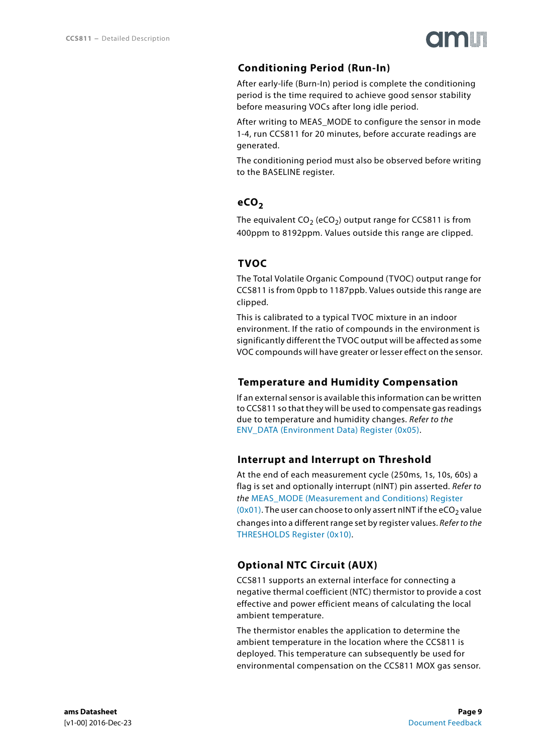## Conditioning Period (Run-In)

After early-life (Burn-In) period is complete the conditioning period is the time required to achieve good sensor stability before measuring VOCs after long idle period.

After writing to MEAS_MODE to configure the sensor in mode 1-4, run CCS811 for 20 minutes, before accurate readings are generated.

The conditioning period must also be observed before writing to the BASELINE register.

## $eCO_2$

The equivalent $CO_2$ ($eCO_2$) output range for CCS811 is from 400ppm to 8192ppm. Values outside this range are clipped.

## TVOC

The Total Volatile Organic Compound (TVOC) output range for CCS811 is from 0ppb to 1187ppb. Values outside this range are clipped.

This is calibrated to a typical TVOC mixture in an indoor environment. If the ratio of compounds in the environment is significantly different the TVOC output will be affected as some VOC compounds will have greater or lesser effect on the sensor.

## Temperature and Humidity Compensation

If an external sensor is available this information can be written to CCS811 so that they will be used to compensate gas readings due to temperature and humidity changes. *Refer to the* ENV_DATA (Environment Data) Register (0x05).

## Interrupt and Interrupt on Threshold

At the end of each measurement cycle (250ms, 1s, 10s, 60s) a flag is set and optionally interrupt (nINT) pin asserted. *Refer to the* MEAS_MODE (Measurement and Conditions) Register (0x01). The user can choose to only assert nINT if the $eCO_2$ value changes into a different range set by register values. *Refer to the* THRESHOLDS Register (0x10).

## Optional NTC Circuit (AUX)

CCS811 supports an external interface for connecting a negative thermal coefficient (NTC) thermistor to provide a cost effective and power efficient means of calculating the local ambient temperature.

The thermistor enables the application to determine the ambient temperature in the location where the CCS811 is deployed. This temperature can subsequently be used for environmental compensation on the CCS811 MOX gas sensor.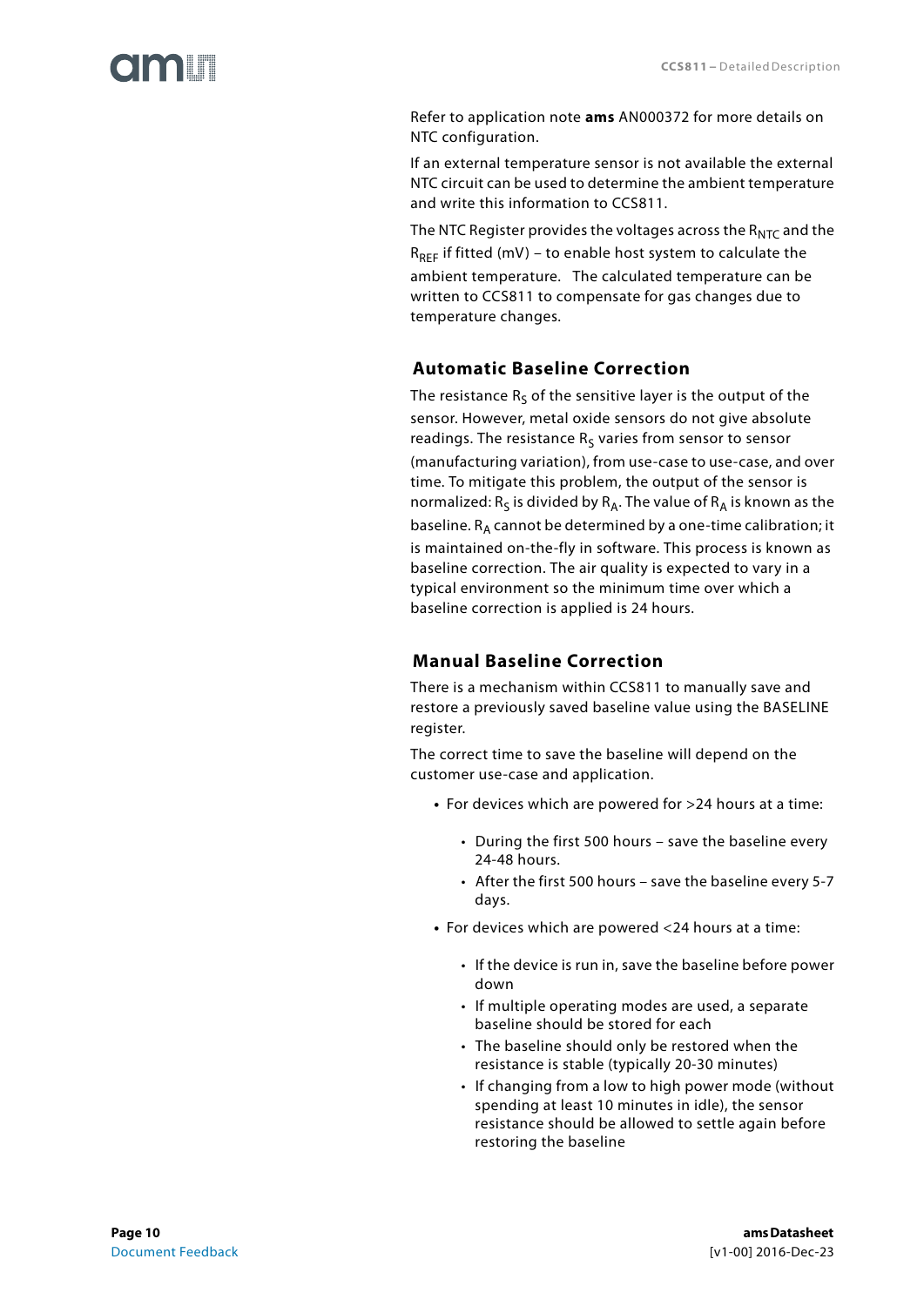Refer to application note **ams** AN000372 for more details on NTC configuration.

If an external temperature sensor is not available the external NTC circuit can be used to determine the ambient temperature and write this information to CCS811.

The NTC Register provides the voltages across the $R_{NTC}$ and the $R_{REF}$ if fitted (mV) – to enable host system to calculate the ambient temperature. The calculated temperature can be written to CCS811 to compensate for gas changes due to temperature changes.

## Automatic Baseline Correction

The resistance $R_S$ of the sensitive layer is the output of the sensor. However, metal oxide sensors do not give absolute readings. The resistance $R_S$ varies from sensor to sensor (manufacturing variation), from use-case to use-case, and over time. To mitigate this problem, the output of the sensor is normalized: $R_S$ is divided by $R_A$. The value of $R_A$ is known as the baseline. $R_A$ cannot be determined by a one-time calibration; it is maintained on-the-fly in software. This process is known as baseline correction. The air quality is expected to vary in a typical environment so the minimum time over which a baseline correction is applied is 24 hours.

## Manual Baseline Correction

There is a mechanism within CCS811 to manually save and restore a previously saved baseline value using the BASELINE register.

The correct time to save the baseline will depend on the customer use-case and application.

- For devices which are powered for >24 hours at a time:
  - During the first 500 hours – save the baseline every 24-48 hours.
  - After the first 500 hours – save the baseline every 5-7 days.
- For devices which are powered <24 hours at a time:
  - If the device is run in, save the baseline before power down
  - If multiple operating modes are used, a separate baseline should be stored for each
  - The baseline should only be restored when the resistance is stable (typically 20-30 minutes)
  - If changing from a low to high power mode (without spending at least 10 minutes in idle), the sensor resistance should be allowed to settle again before restoring the baseline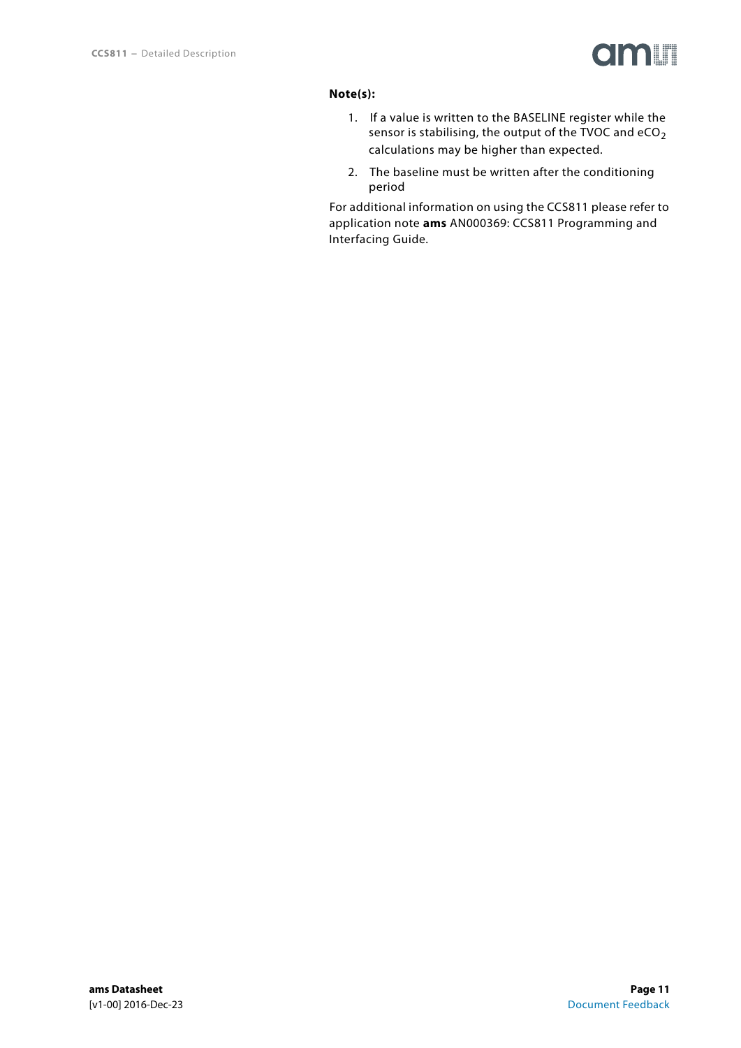**Note(s):**

1. If a value is written to the BASELINE register while the sensor is stabilising, the output of the TVOC and $eCO_2$ calculations may be higher than expected.
2. The baseline must be written after the conditioning period

For additional information on using the CCS811 please refer to application note **ams** AN000369: CCS811 Programming and Interfacing Guide.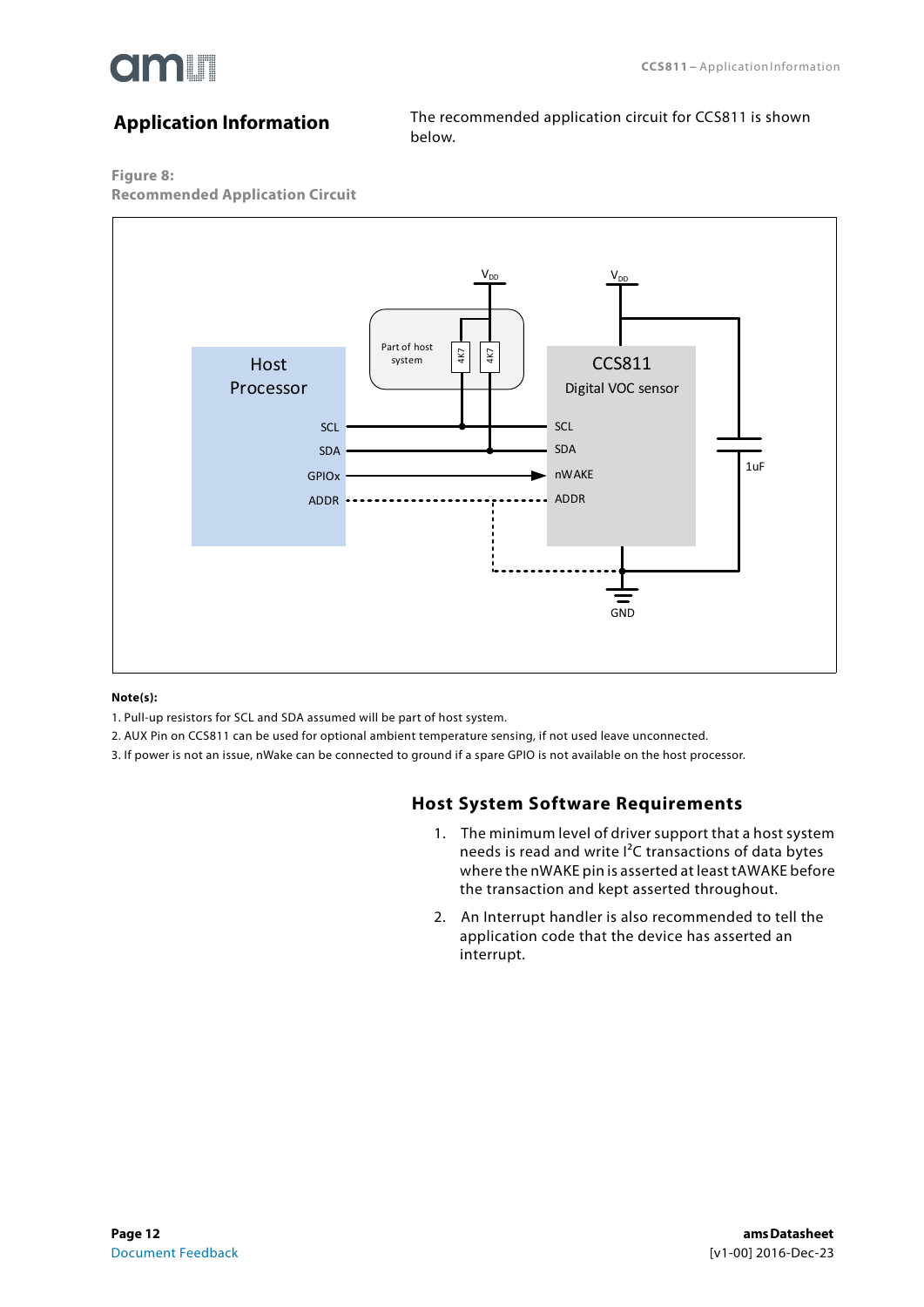## Application Information

The recommended application circuit for CCS811 is shown below.

**Figure 8:**
**Recommended Application Circuit**

**Note(s):**

1. Pull-up resistors for SCL and SDA assumed will be part of host system.
2. AUX Pin on CCS811 can be used for optional ambient temperature sensing, if not used leave unconnected.
3. If power is not an issue, nWake can be connected to ground if a spare GPIO is not available on the host processor.

### Host System Software Requirements

1. The minimum level of driver support that a host system needs is read and write $I^2C$ transactions of data bytes where the nWAKE pin is asserted at least tAWAKE before the transaction and kept asserted throughout.
2. An Interrupt handler is also recommended to tell the application code that the device has asserted an interrupt.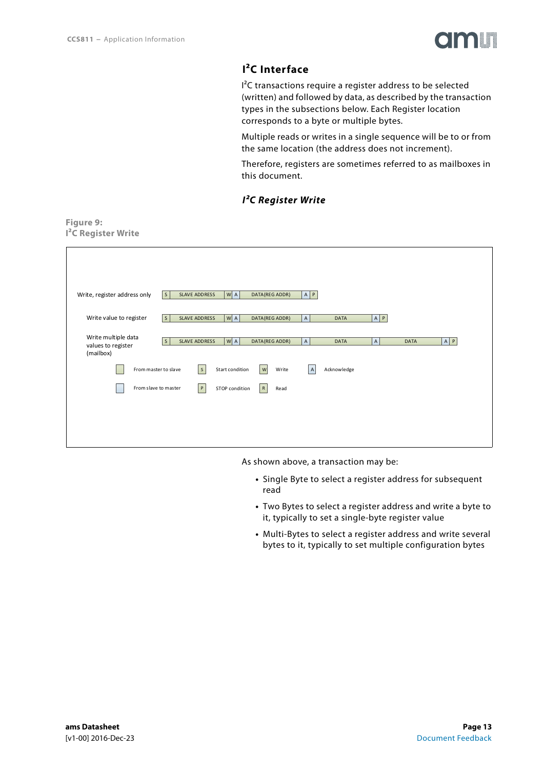## I²C Interface

I²C transactions require a register address to be selected (written) and followed by data, as described by the transaction types in the subsections below. Each Register location corresponds to a byte or multiple bytes.

Multiple reads or writes in a single sequence will be to or from the same location (the address does not increment).

Therefore, registers are sometimes referred to as mailboxes in this document.

### *I²C Register Write*

**Figure 9:**
**I²C Register Write**

| Transaction | Sequence |
|---|---|
| Write, register address only | S \| SLAVE ADDRESS \| W \| A \| DATA(REG ADDR) \| A \| P |
| Write value to register | S \| SLAVE ADDRESS \| W \| A \| DATA(REG ADDR) \| A \| DATA \| A \| P |
| Write multiple data values to register (mailbox) | S \| SLAVE ADDRESS \| W \| A \| DATA(REG ADDR) \| A \| DATA \| A \| DATA \| A \| P |

Legend: From master to slave; From slave to master; S = Start condition; P = STOP condition; W = Write; R = Read; A = Acknowledge

As shown above, a transaction may be:

- Single Byte to select a register address for subsequent read
- Two Bytes to select a register address and write a byte to it, typically to set a single-byte register value
- Multi-Bytes to select a register address and write several bytes to it, typically to set multiple configuration bytes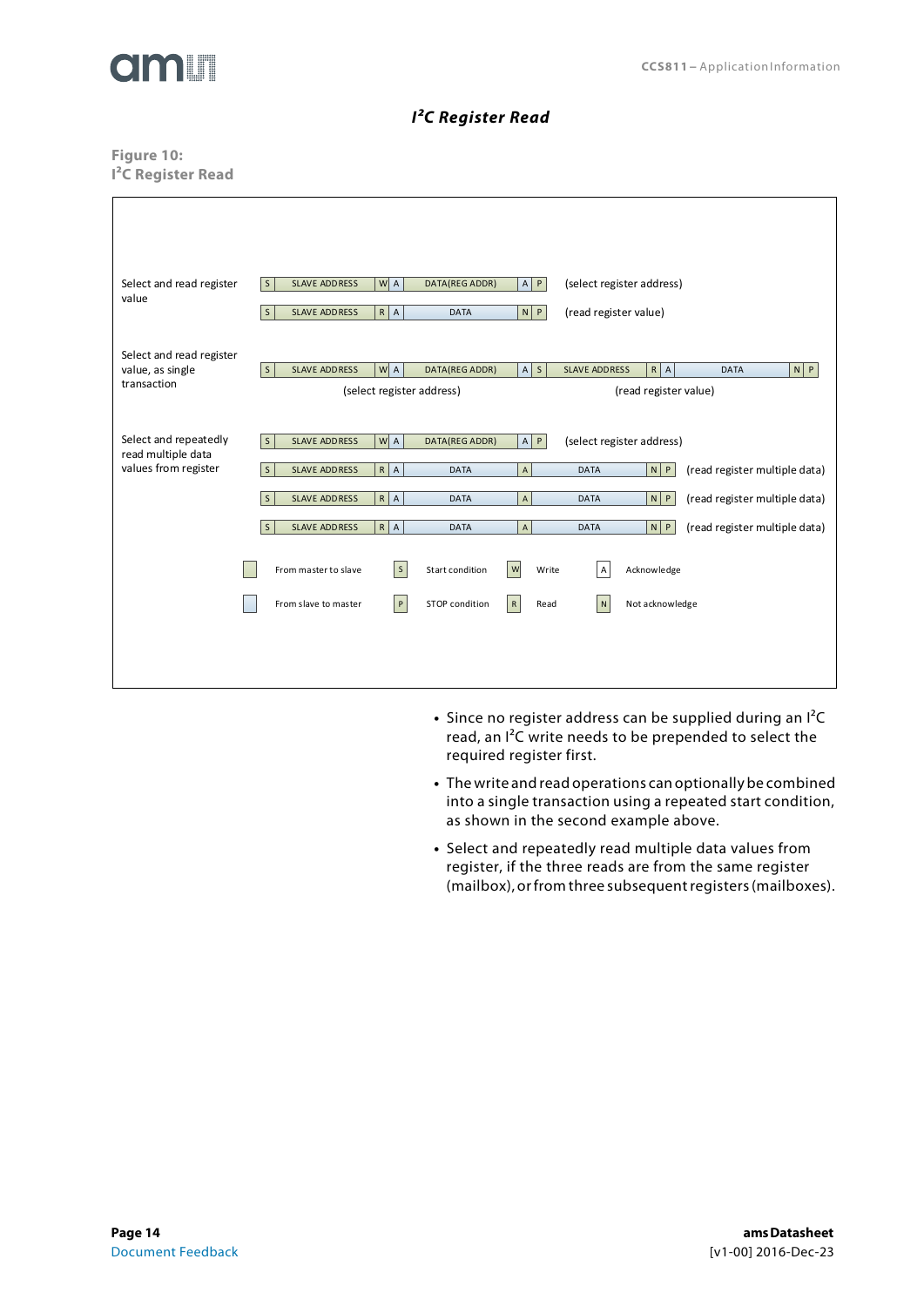## $I^2C$ Register Read

**Figure 10:**
**$I^2C$ Register Read**

| Operation | Sequence | Description |
|---|---|---|
| Select and read register value | S \| SLAVE ADDRESS \| W \| A \| DATA(REG ADDR) \| A \| P | (select register address) |
| | S \| SLAVE ADDRESS \| R \| A \| DATA \| N \| P | (read register value) |
| Select and read register value, as single transaction | S \| SLAVE ADDRESS \| W \| A \| DATA(REG ADDR) \| A \| S \| SLAVE ADDRESS \| R \| A \| DATA \| N \| P | (select register address) (read register value) |
| Select and repeatedly read multiple data values from register | S \| SLAVE ADDRESS \| W \| A \| DATA(REG ADDR) \| A \| P | (select register address) |
| | S \| SLAVE ADDRESS \| R \| A \| DATA \| A \| DATA \| N \| P | (read register multiple data) |
| | S \| SLAVE ADDRESS \| R \| A \| DATA \| A \| DATA \| N \| P | (read register multiple data) |
| | S \| SLAVE ADDRESS \| R \| A \| DATA \| A \| DATA \| N \| P | (read register multiple data) |

Legend: From master to slave; From slave to master; S = Start condition; P = STOP condition; W = Write; R = Read; A = Acknowledge; N = Not acknowledge

- Since no register address can be supplied during an $I^2C$ read, an $I^2C$ write needs to be prepended to select the required register first.
- The write and read operations can optionally be combined into a single transaction using a repeated start condition, as shown in the second example above.
- Select and repeatedly read multiple data values from register, if the three reads are from the same register (mailbox), or from three subsequent registers (mailboxes).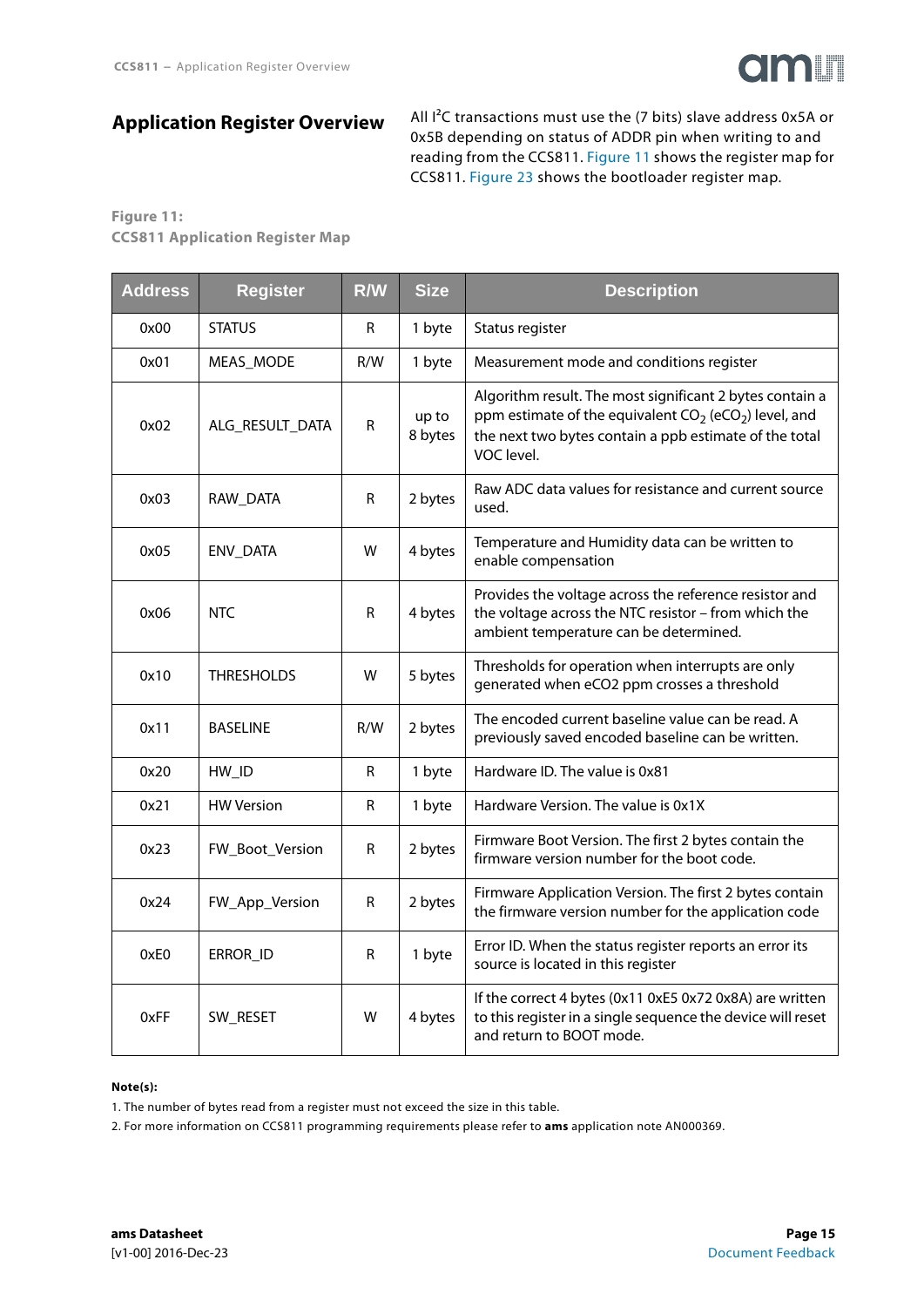## Application Register Overview

All $I^2C$ transactions must use the (7 bits) slave address 0x5A or 0x5B depending on status of ADDR pin when writing to and reading from the CCS811. Figure 11 shows the register map for CCS811. Figure 23 shows the bootloader register map.

**Figure 11: CCS811 Application Register Map**

| Address | Register | R/W | Size | Description |
|---|---|---|---|---|
| 0x00 | STATUS | R | 1 byte | Status register |
| 0x01 | MEAS_MODE | R/W | 1 byte | Measurement mode and conditions register |
| 0x02 | ALG_RESULT_DATA | R | up to 8 bytes | Algorithm result. The most significant 2 bytes contain a ppm estimate of the equivalent $CO_2$ ($eCO_2$) level, and the next two bytes contain a ppb estimate of the total VOC level. |
| 0x03 | RAW_DATA | R | 2 bytes | Raw ADC data values for resistance and current source used. |
| 0x05 | ENV_DATA | W | 4 bytes | Temperature and Humidity data can be written to enable compensation |
| 0x06 | NTC | R | 4 bytes | Provides the voltage across the reference resistor and the voltage across the NTC resistor – from which the ambient temperature can be determined. |
| 0x10 | THRESHOLDS | W | 5 bytes | Thresholds for operation when interrupts are only generated when eCO2 ppm crosses a threshold |
| 0x11 | BASELINE | R/W | 2 bytes | The encoded current baseline value can be read. A previously saved encoded baseline can be written. |
| 0x20 | HW_ID | R | 1 byte | Hardware ID. The value is 0x81 |
| 0x21 | HW Version | R | 1 byte | Hardware Version. The value is 0x1X |
| 0x23 | FW_Boot_Version | R | 2 bytes | Firmware Boot Version. The first 2 bytes contain the firmware version number for the boot code. |
| 0x24 | FW_App_Version | R | 2 bytes | Firmware Application Version. The first 2 bytes contain the firmware version number for the application code |
| 0xE0 | ERROR_ID | R | 1 byte | Error ID. When the status register reports an error its source is located in this register |
| 0xFF | SW_RESET | W | 4 bytes | If the correct 4 bytes (0x11 0xE5 0x72 0x8A) are written to this register in a single sequence the device will reset and return to BOOT mode. |

**Note(s):**

1. The number of bytes read from a register must not exceed the size in this table.
2. For more information on CCS811 programming requirements please refer to **ams** application note AN000369.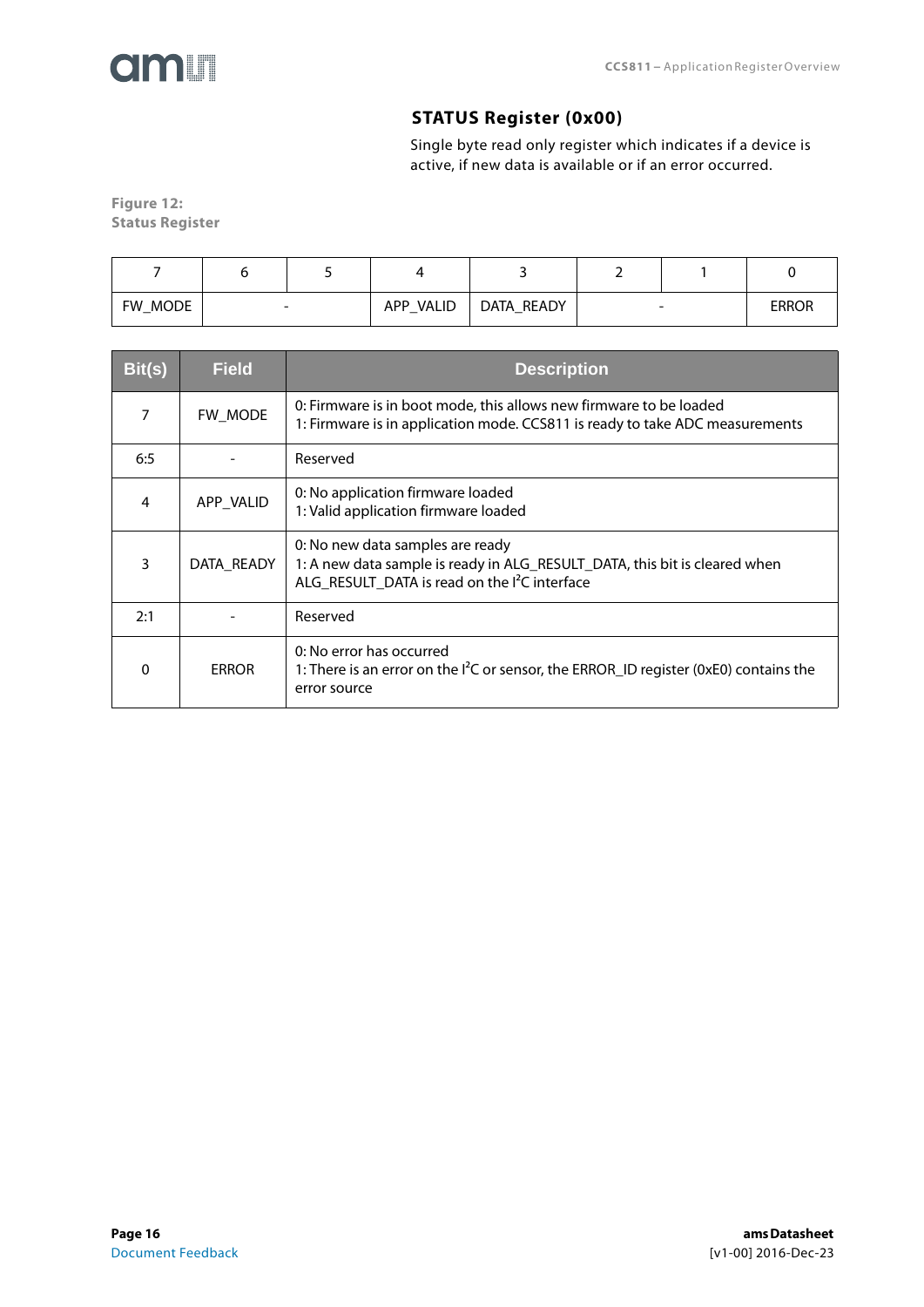### STATUS Register (0x00)

Single byte read only register which indicates if a device is active, if new data is available or if an error occurred.

**Figure 12:**
**Status Register**

| 7 | 6 | 5 | 4 | 3 | 2 | 1 | 0 |
|---|---|---|---|---|---|---|---|
| FW_MODE | - | | APP_VALID | DATA_READY | - | | ERROR |

| Bit(s) | Field | Description |
|---|---|---|
| 7 | FW_MODE | 0: Firmware is in boot mode, this allows new firmware to be loaded<br>1: Firmware is in application mode. CCS811 is ready to take ADC measurements |
| 6:5 | - | Reserved |
| 4 | APP_VALID | 0: No application firmware loaded<br>1: Valid application firmware loaded |
| 3 | DATA_READY | 0: No new data samples are ready<br>1: A new data sample is ready in ALG_RESULT_DATA, this bit is cleared when ALG_RESULT_DATA is read on the I²C interface |
| 2:1 | - | Reserved |
| 0 | ERROR | 0: No error has occurred<br>1: There is an error on the I²C or sensor, the ERROR_ID register (0xE0) contains the error source |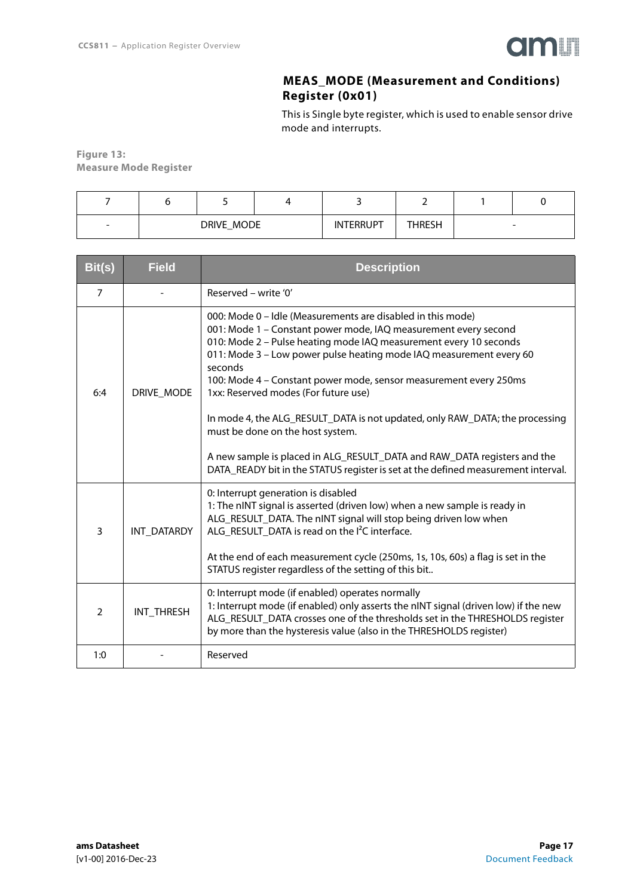## MEAS_MODE (Measurement and Conditions) Register (0x01)

This is Single byte register, which is used to enable sensor drive mode and interrupts.

**Figure 13: Measure Mode Register**

| 7 | 6 | 5 | 4 | 3 | 2 | 1 | 0 |
|---|---|---|---|---|---|---|---|
| - | DRIVE_MODE | | | INTERRUPT | THRESH | - | |

| Bit(s) | Field | Description |
|---|---|---|
| 7 | - | Reserved – write '0' |
| 6:4 | DRIVE_MODE | 000: Mode 0 – Idle (Measurements are disabled in this mode)<br>001: Mode 1 – Constant power mode, IAQ measurement every second<br>010: Mode 2 – Pulse heating mode IAQ measurement every 10 seconds<br>011: Mode 3 – Low power pulse heating mode IAQ measurement every 60 seconds<br>100: Mode 4 – Constant power mode, sensor measurement every 250ms<br>1xx: Reserved modes (For future use)<br><br>In mode 4, the ALG_RESULT_DATA is not updated, only RAW_DATA; the processing must be done on the host system.<br><br>A new sample is placed in ALG_RESULT_DATA and RAW_DATA registers and the DATA_READY bit in the STATUS register is set at the defined measurement interval. |
| 3 | INT_DATARDY | 0: Interrupt generation is disabled<br>1: The nINT signal is asserted (driven low) when a new sample is ready in ALG_RESULT_DATA. The nINT signal will stop being driven low when ALG_RESULT_DATA is read on the I²C interface.<br><br>At the end of each measurement cycle (250ms, 1s, 10s, 60s) a flag is set in the STATUS register regardless of the setting of this bit.. |
| 2 | INT_THRESH | 0: Interrupt mode (if enabled) operates normally<br>1: Interrupt mode (if enabled) only asserts the nINT signal (driven low) if the new ALG_RESULT_DATA crosses one of the thresholds set in the THRESHOLDS register by more than the hysteresis value (also in the THRESHOLDS register) |
| 1:0 | - | Reserved |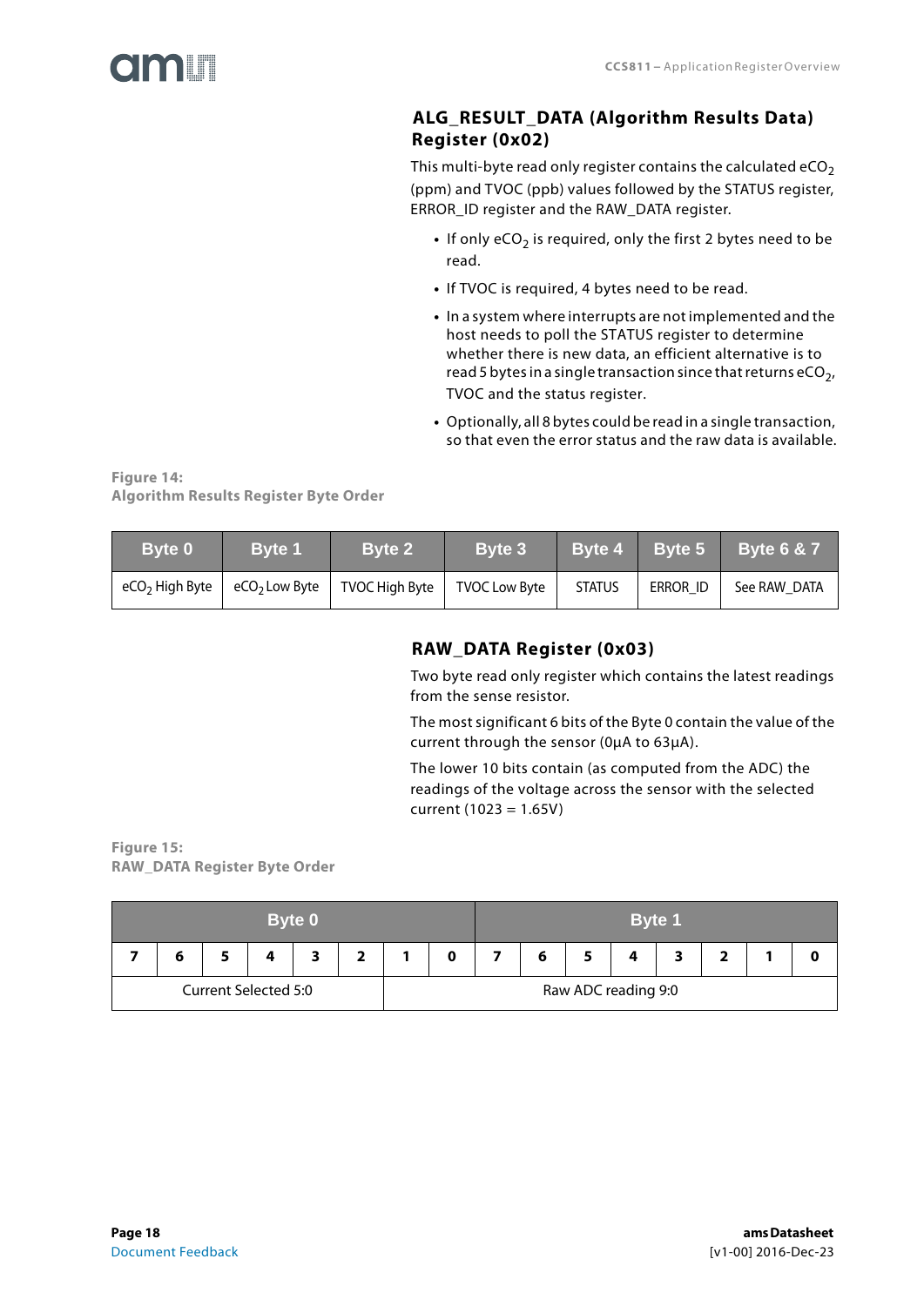## ALG_RESULT_DATA (Algorithm Results Data) Register (0x02)

This multi-byte read only register contains the calculated $eCO_2$ (ppm) and TVOC (ppb) values followed by the STATUS register, ERROR_ID register and the RAW_DATA register.

- If only $eCO_2$ is required, only the first 2 bytes need to be read.
- If TVOC is required, 4 bytes need to be read.
- In a system where interrupts are not implemented and the host needs to poll the STATUS register to determine whether there is new data, an efficient alternative is to read 5 bytes in a single transaction since that returns $eCO_2$, TVOC and the status register.
- Optionally, all 8 bytes could be read in a single transaction, so that even the error status and the raw data is available.

**Figure 14:**
**Algorithm Results Register Byte Order**

| Byte 0 | Byte 1 | Byte 2 | Byte 3 | Byte 4 | Byte 5 | Byte 6 & 7 |
|---|---|---|---|---|---|---|
| $eCO_2$ High Byte | $eCO_2$ Low Byte | TVOC High Byte | TVOC Low Byte | STATUS | ERROR_ID | See RAW_DATA |

## RAW_DATA Register (0x03)

Two byte read only register which contains the latest readings from the sense resistor.

The most significant 6 bits of the Byte 0 contain the value of the current through the sensor (0µA to 63µA).

The lower 10 bits contain (as computed from the ADC) the readings of the voltage across the sensor with the selected current (1023 = 1.65V)

**Figure 15:**
**RAW_DATA Register Byte Order**

| Byte 0 | | | | | | | | Byte 1 | | | | | | | |
|---|---|---|---|---|---|---|---|---|---|---|---|---|---|---|---|
| 7 | 6 | 5 | 4 | 3 | 2 | 1 | 0 | 7 | 6 | 5 | 4 | 3 | 2 | 1 | 0 |
| Current Selected 5:0 | | | | | | Raw ADC reading 9:0 | | | | | | | | | |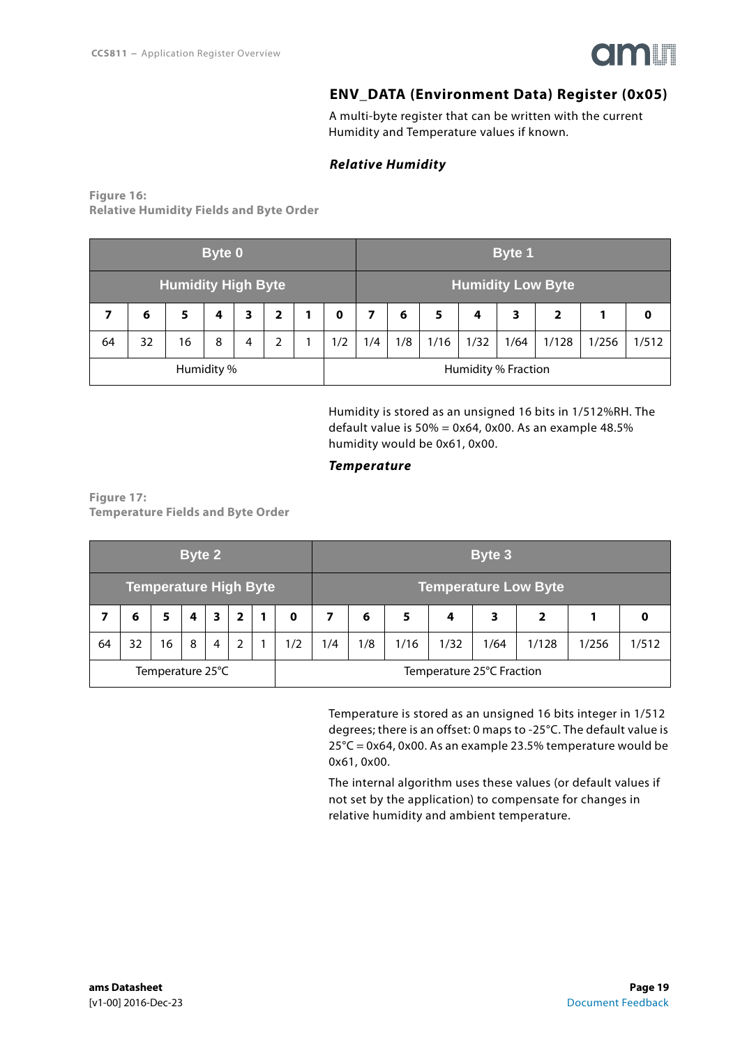## ENV_DATA (Environment Data) Register (0x05)

A multi-byte register that can be written with the current Humidity and Temperature values if known.

### *Relative Humidity*

**Figure 16:**
**Relative Humidity Fields and Byte Order**

| Byte 0 | | | | | | | | Byte 1 | | | | | | | |
|---|---|---|---|---|---|---|---|---|---|---|---|---|---|---|---|
| Humidity High Byte | | | | | | | | Humidity Low Byte | | | | | | | |
| **7** | **6** | **5** | **4** | **3** | **2** | **1** | **0** | **7** | **6** | **5** | **4** | **3** | **2** | **1** | **0** |
| 64 | 32 | 16 | 8 | 4 | 2 | 1 | 1/2 | 1/4 | 1/8 | 1/16 | 1/32 | 1/64 | 1/128 | 1/256 | 1/512 |
| Humidity % | | | | | | | Humidity % Fraction | | | | | | | | |

Humidity is stored as an unsigned 16 bits in 1/512%RH. The default value is 50% = 0x64, 0x00. As an example 48.5% humidity would be 0x61, 0x00.

### *Temperature*

**Figure 17:**
**Temperature Fields and Byte Order**

| Byte 2 | | | | | | | | Byte 3 | | | | | | | |
|---|---|---|---|---|---|---|---|---|---|---|---|---|---|---|---|
| Temperature High Byte | | | | | | | | Temperature Low Byte | | | | | | | |
| **7** | **6** | **5** | **4** | **3** | **2** | **1** | **0** | **7** | **6** | **5** | **4** | **3** | **2** | **1** | **0** |
| 64 | 32 | 16 | 8 | 4 | 2 | 1 | 1/2 | 1/4 | 1/8 | 1/16 | 1/32 | 1/64 | 1/128 | 1/256 | 1/512 |
| Temperature 25°C | | | | | | | Temperature 25°C Fraction | | | | | | | | |

Temperature is stored as an unsigned 16 bits integer in 1/512 degrees; there is an offset: 0 maps to -25°C. The default value is 25°C = 0x64, 0x00. As an example 23.5% temperature would be 0x61, 0x00.

The internal algorithm uses these values (or default values if not set by the application) to compensate for changes in relative humidity and ambient temperature.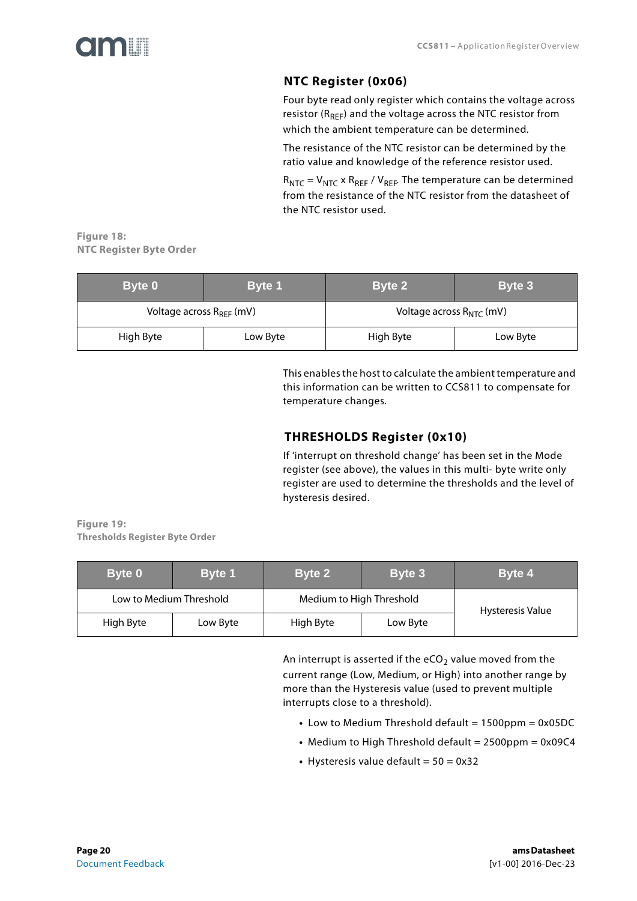## NTC Register (0x06)

Four byte read only register which contains the voltage across resistor ($R_{REF}$) and the voltage across the NTC resistor from which the ambient temperature can be determined.

The resistance of the NTC resistor can be determined by the ratio value and knowledge of the reference resistor used.

$R_{NTC} = V_{NTC} \times R_{REF} / V_{REF}$. The temperature can be determined from the resistance of the NTC resistor from the datasheet of the NTC resistor used.

**Figure 18:**
**NTC Register Byte Order**

| Byte 0 | Byte 1 | Byte 2 | Byte 3 |
|---|---|---|---|
| Voltage across $R_{REF}$ (mV) | | Voltage across $R_{NTC}$ (mV) | |
| High Byte | Low Byte | High Byte | Low Byte |

This enables the host to calculate the ambient temperature and this information can be written to CCS811 to compensate for temperature changes.

## THRESHOLDS Register (0x10)

If 'interrupt on threshold change' has been set in the Mode register (see above), the values in this multi- byte write only register are used to determine the thresholds and the level of hysteresis desired.

**Figure 19:**
**Thresholds Register Byte Order**

| Byte 0 | Byte 1 | Byte 2 | Byte 3 | Byte 4 |
|---|---|---|---|---|
| Low to Medium Threshold | | Medium to High Threshold | | Hysteresis Value |
| High Byte | Low Byte | High Byte | Low Byte | |

An interrupt is asserted if the $eCO_2$ value moved from the current range (Low, Medium, or High) into another range by more than the Hysteresis value (used to prevent multiple interrupts close to a threshold).

- Low to Medium Threshold default = 1500ppm = 0x05DC
- Medium to High Threshold default = 2500ppm = 0x09C4
- Hysteresis value default = 50 = 0x32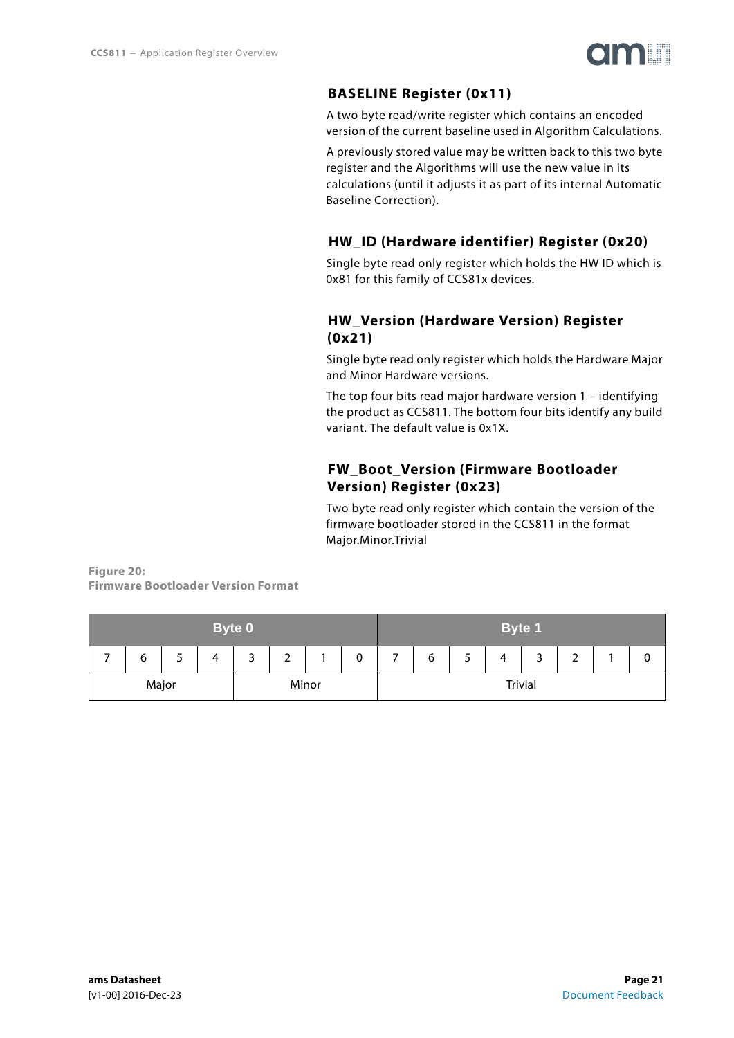## BASELINE Register (0x11)

A two byte read/write register which contains an encoded version of the current baseline used in Algorithm Calculations.

A previously stored value may be written back to this two byte register and the Algorithms will use the new value in its calculations (until it adjusts it as part of its internal Automatic Baseline Correction).

## HW_ID (Hardware identifier) Register (0x20)

Single byte read only register which holds the HW ID which is 0x81 for this family of CCS81x devices.

## HW_Version (Hardware Version) Register (0x21)

Single byte read only register which holds the Hardware Major and Minor Hardware versions.

The top four bits read major hardware version 1 – identifying the product as CCS811. The bottom four bits identify any build variant. The default value is 0x1X.

## FW_Boot_Version (Firmware Bootloader Version) Register (0x23)

Two byte read only register which contain the version of the firmware bootloader stored in the CCS811 in the format Major.Minor.Trivial

**Figure 20:**
**Firmware Bootloader Version Format**

| Byte 0 | | | | | | | | Byte 1 | | | | | | | |
|---|---|---|---|---|---|---|---|---|---|---|---|---|---|---|---|
| 7 | 6 | 5 | 4 | 3 | 2 | 1 | 0 | 7 | 6 | 5 | 4 | 3 | 2 | 1 | 0 |
| Major | | | | Minor | | | | Trivial | | | | | | | |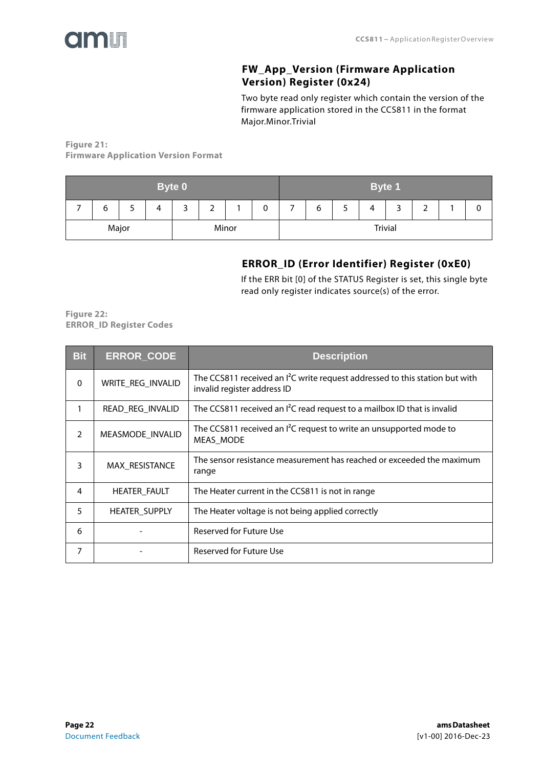## FW_App_Version (Firmware Application Version) Register (0x24)

Two byte read only register which contain the version of the firmware application stored in the CCS811 in the format Major.Minor.Trivial

**Figure 21:**
**Firmware Application Version Format**

| Byte 0 | | | | | | | | Byte 1 | | | | | | | |
|---|---|---|---|---|---|---|---|---|---|---|---|---|---|---|---|
| 7 | 6 | 5 | 4 | 3 | 2 | 1 | 0 | 7 | 6 | 5 | 4 | 3 | 2 | 1 | 0 |
| Major | | | | Minor | | | | Trivial | | | | | | | |

## ERROR_ID (Error Identifier) Register (0xE0)

If the ERR bit [0] of the STATUS Register is set, this single byte read only register indicates source(s) of the error.

**Figure 22:**
**ERROR_ID Register Codes**

| Bit | ERROR_CODE | Description |
|---|---|---|
| 0 | WRITE_REG_INVALID | The CCS811 received an I²C write request addressed to this station but with invalid register address ID |
| 1 | READ_REG_INVALID | The CCS811 received an I²C read request to a mailbox ID that is invalid |
| 2 | MEASMODE_INVALID | The CCS811 received an I²C request to write an unsupported mode to MEAS_MODE |
| 3 | MAX_RESISTANCE | The sensor resistance measurement has reached or exceeded the maximum range |
| 4 | HEATER_FAULT | The Heater current in the CCS811 is not in range |
| 5 | HEATER_SUPPLY | The Heater voltage is not being applied correctly |
| 6 | - | Reserved for Future Use |
| 7 | - | Reserved for Future Use |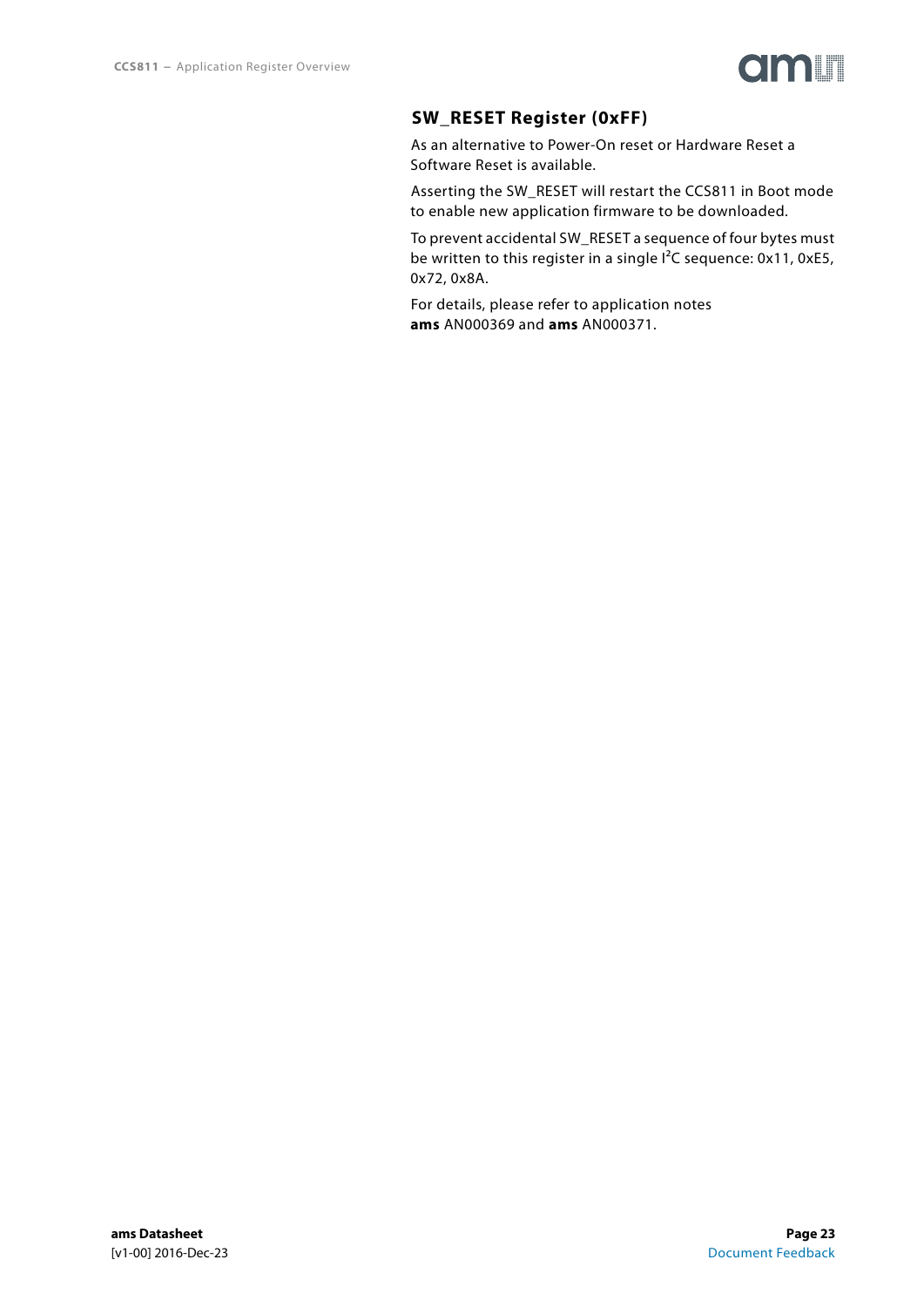## SW_RESET Register (0xFF)

As an alternative to Power-On reset or Hardware Reset a Software Reset is available.

Asserting the SW_RESET will restart the CCS811 in Boot mode to enable new application firmware to be downloaded.

To prevent accidental SW_RESET a sequence of four bytes must be written to this register in a single I²C sequence: 0x11, 0xE5, 0x72, 0x8A.

For details, please refer to application notes **ams** AN000369 and **ams** AN000371.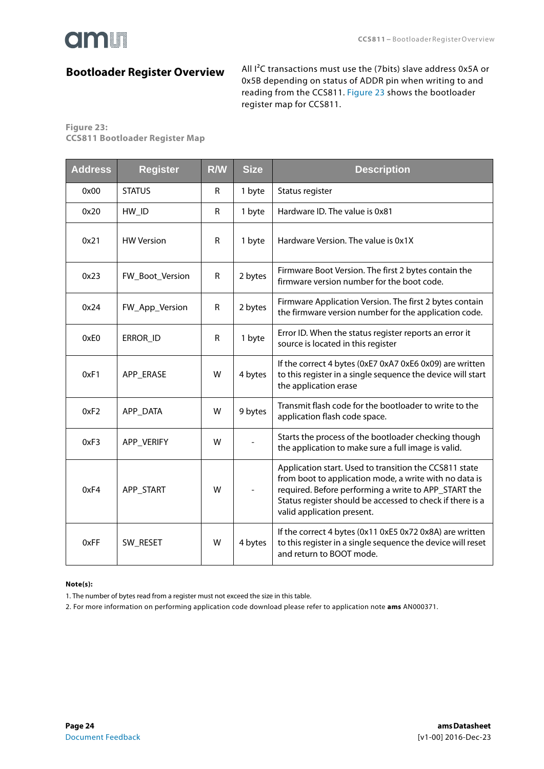## Bootloader Register Overview

All I²C transactions must use the (7bits) slave address 0x5A or 0x5B depending on status of ADDR pin when writing to and reading from the CCS811. Figure 23 shows the bootloader register map for CCS811.

**Figure 23:**
**CCS811 Bootloader Register Map**

| Address | Register | R/W | Size | Description |
|---|---|---|---|---|
| 0x00 | STATUS | R | 1 byte | Status register |
| 0x20 | HW_ID | R | 1 byte | Hardware ID. The value is 0x81 |
| 0x21 | HW Version | R | 1 byte | Hardware Version. The value is 0x1X |
| 0x23 | FW_Boot_Version | R | 2 bytes | Firmware Boot Version. The first 2 bytes contain the firmware version number for the boot code. |
| 0x24 | FW_App_Version | R | 2 bytes | Firmware Application Version. The first 2 bytes contain the firmware version number for the application code. |
| 0xE0 | ERROR_ID | R | 1 byte | Error ID. When the status register reports an error it source is located in this register |
| 0xF1 | APP_ERASE | W | 4 bytes | If the correct 4 bytes (0xE7 0xA7 0xE6 0x09) are written to this register in a single sequence the device will start the application erase |
| 0xF2 | APP_DATA | W | 9 bytes | Transmit flash code for the bootloader to write to the application flash code space. |
| 0xF3 | APP_VERIFY | W | - | Starts the process of the bootloader checking though the application to make sure a full image is valid. |
| 0xF4 | APP_START | W | - | Application start. Used to transition the CCS811 state from boot to application mode, a write with no data is required. Before performing a write to APP_START the Status register should be accessed to check if there is a valid application present. |
| 0xFF | SW_RESET | W | 4 bytes | If the correct 4 bytes (0x11 0xE5 0x72 0x8A) are written to this register in a single sequence the device will reset and return to BOOT mode. |

**Note(s):**

1. The number of bytes read from a register must not exceed the size in this table.
2. For more information on performing application code download please refer to application note **ams** AN000371.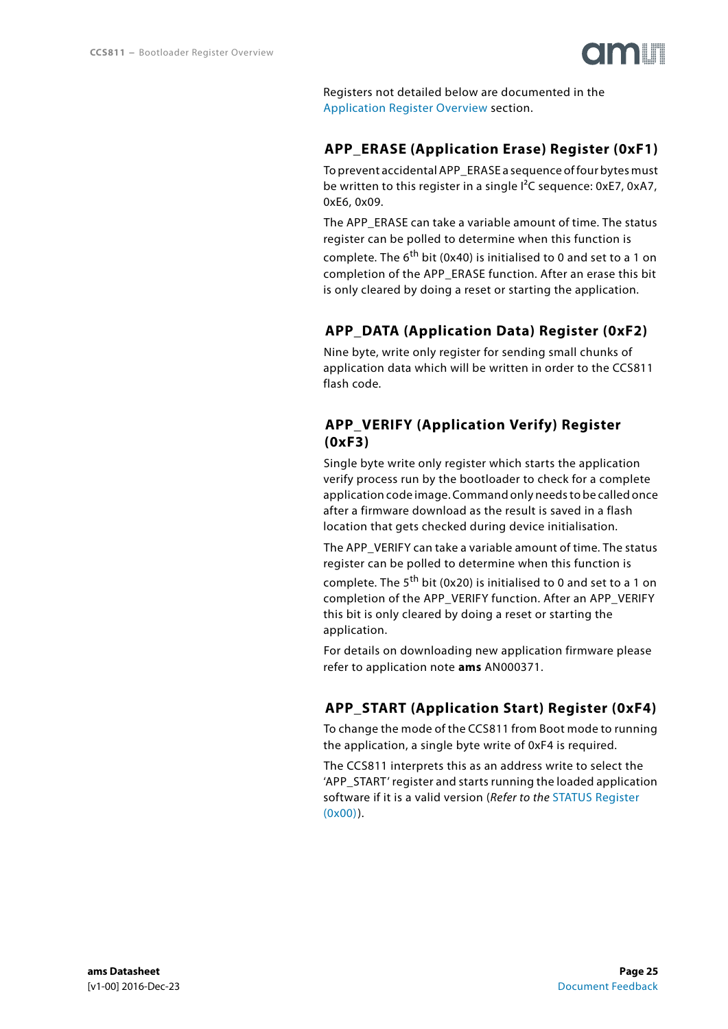Registers not detailed below are documented in the Application Register Overview section.

## APP_ERASE (Application Erase) Register (0xF1)

To prevent accidental APP_ERASE a sequence of four bytes must be written to this register in a single I²C sequence: 0xE7, 0xA7, 0xE6, 0x09.

The APP_ERASE can take a variable amount of time. The status register can be polled to determine when this function is complete. The $6^{th}$ bit (0x40) is initialised to 0 and set to a 1 on completion of the APP_ERASE function. After an erase this bit is only cleared by doing a reset or starting the application.

## APP_DATA (Application Data) Register (0xF2)

Nine byte, write only register for sending small chunks of application data which will be written in order to the CCS811 flash code.

## APP_VERIFY (Application Verify) Register (0xF3)

Single byte write only register which starts the application verify process run by the bootloader to check for a complete application code image. Command only needs to be called once after a firmware download as the result is saved in a flash location that gets checked during device initialisation.

The APP_VERIFY can take a variable amount of time. The status register can be polled to determine when this function is complete. The $5^{th}$ bit (0x20) is initialised to 0 and set to a 1 on completion of the APP_VERIFY function. After an APP_VERIFY this bit is only cleared by doing a reset or starting the application.

For details on downloading new application firmware please refer to application note **ams** AN000371.

## APP_START (Application Start) Register (0xF4)

To change the mode of the CCS811 from Boot mode to running the application, a single byte write of 0xF4 is required.

The CCS811 interprets this as an address write to select the 'APP_START' register and starts running the loaded application software if it is a valid version (*Refer to the* STATUS Register (0x00)).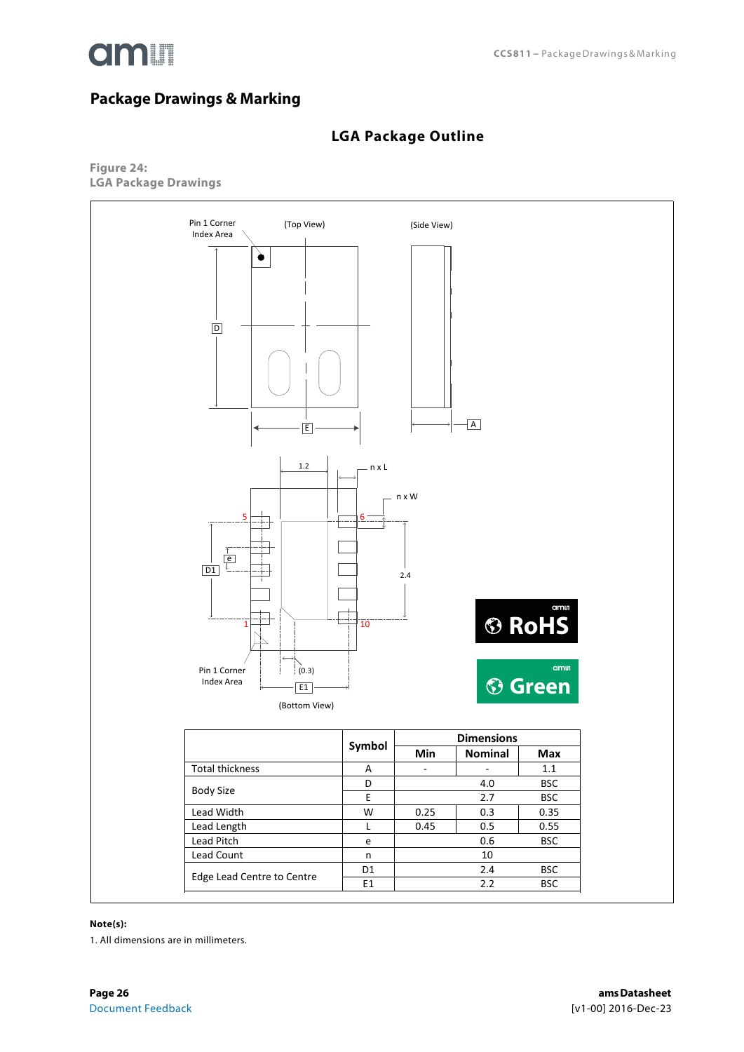# Package Drawings & Marking

## LGA Package Outline

**Figure 24:**
**LGA Package Drawings**

| | Symbol | Dimensions | | |
|---|---|---|---|---|
| | | Min | Nominal | Max |
| Total thickness | A | - | - | 1.1 |
| Body Size | D | | 4.0 | BSC |
| | E | | 2.7 | BSC |
| Lead Width | W | 0.25 | 0.3 | 0.35 |
| Lead Length | L | 0.45 | 0.5 | 0.55 |
| Lead Pitch | e | | 0.6 | BSC |
| Lead Count | n | | 10 | |
| Edge Lead Centre to Centre | D1 | | 2.4 | BSC |
| | E1 | | 2.2 | BSC |

**Note(s):**

1. All dimensions are in millimeters.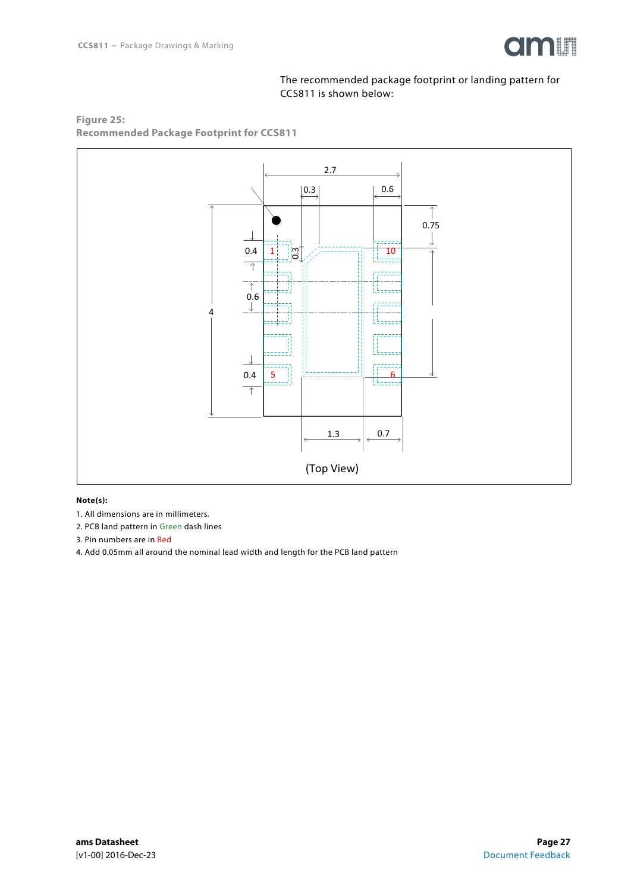The recommended package footprint or landing pattern for CCS811 is shown below:

**Figure 25:**
**Recommended Package Footprint for CCS811**

(Top View)

**Note(s):**

1. All dimensions are in millimeters.
2. PCB land pattern in Green dash lines
3. Pin numbers are in Red
4. Add 0.05mm all around the nominal lead width and length for the PCB land pattern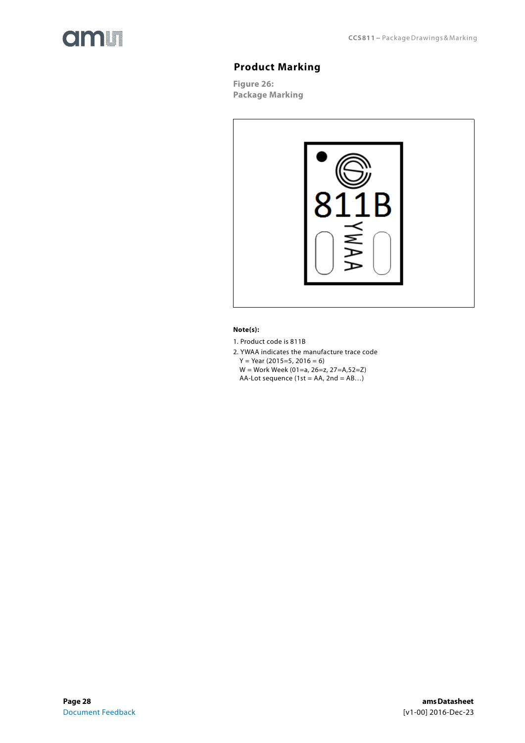## Product Marking

**Figure 26:**
**Package Marking**

**Note(s):**

1. Product code is 811B
2. YWAA indicates the manufacture trace code
   Y = Year (2015=5, 2016 = 6)
   W = Work Week (01=a, 26=z, 27=A,52=Z)
   AA-Lot sequence (1st = AA, 2nd = AB…)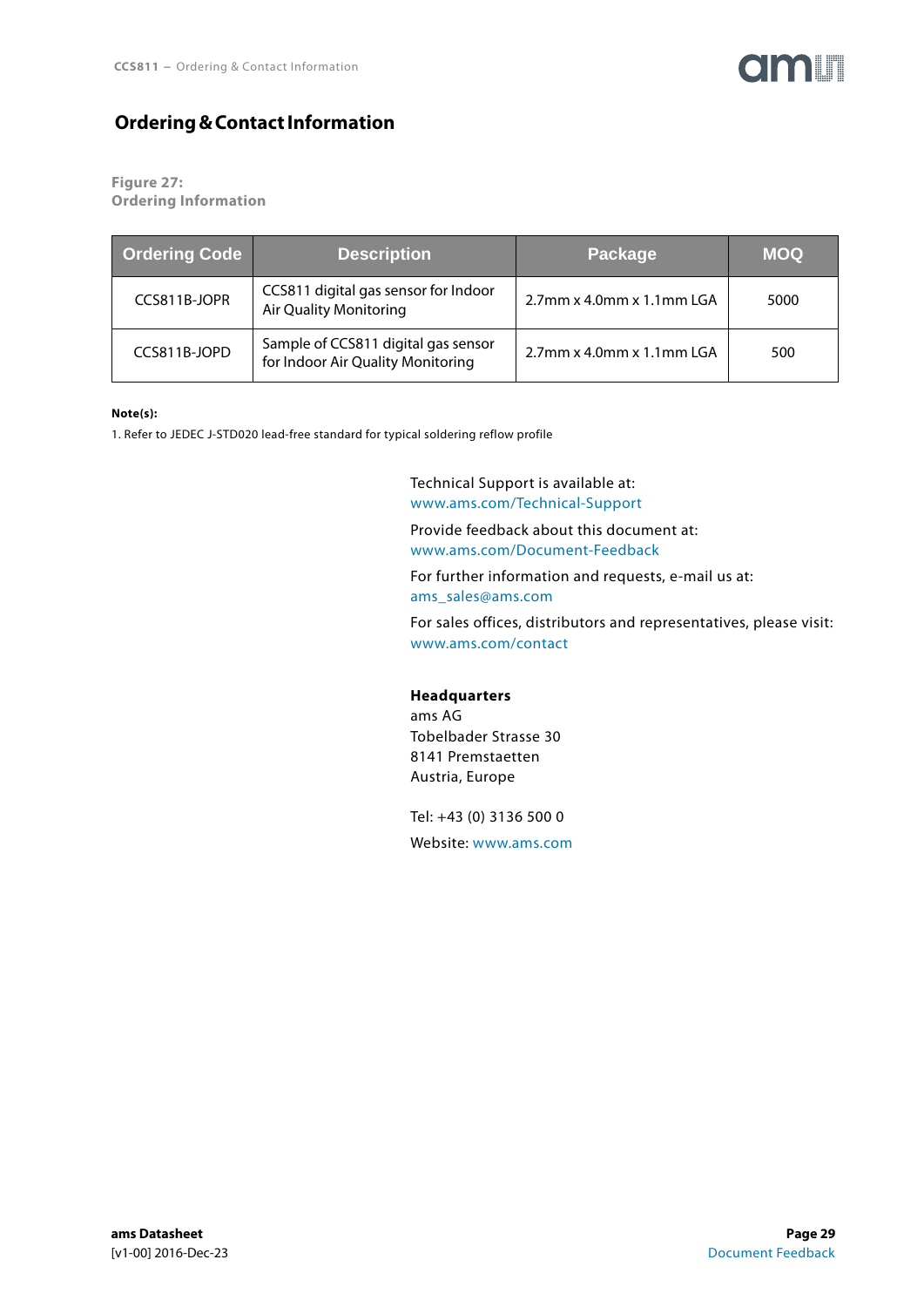# Ordering & Contact Information

**Figure 27:**
**Ordering Information**

| Ordering Code | Description | Package | MOQ |
|---|---|---|---|
| CCS811B-JOPR | CCS811 digital gas sensor for Indoor Air Quality Monitoring | 2.7mm x 4.0mm x 1.1mm LGA | 5000 |
| CCS811B-JOPD | Sample of CCS811 digital gas sensor for Indoor Air Quality Monitoring | 2.7mm x 4.0mm x 1.1mm LGA | 500 |

**Note(s):**

1. Refer to JEDEC J-STD020 lead-free standard for typical soldering reflow profile

Technical Support is available at:
www.ams.com/Technical-Support

Provide feedback about this document at:
www.ams.com/Document-Feedback

For further information and requests, e-mail us at:
ams_sales@ams.com

For sales offices, distributors and representatives, please visit:
www.ams.com/contact

**Headquarters**
ams AG
Tobelbader Strasse 30
8141 Premstaetten
Austria, Europe

Tel: +43 (0) 3136 500 0

Website: www.ams.com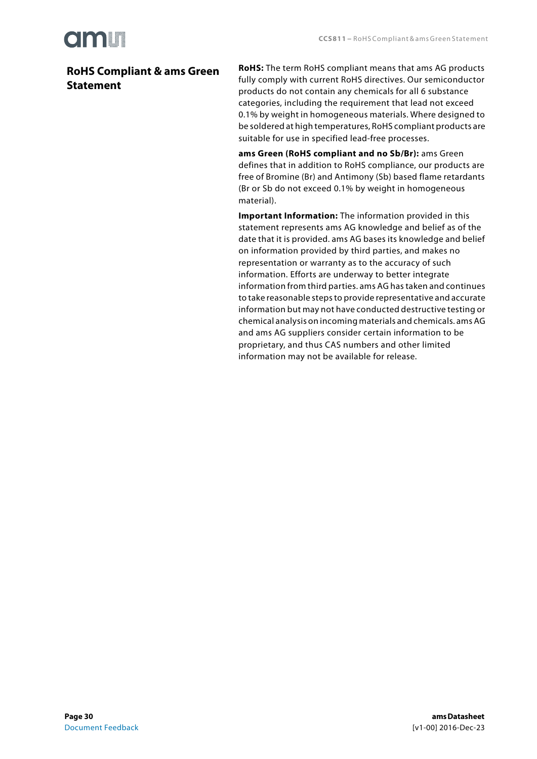# RoHS Compliant & ams Green Statement

**RoHS:** The term RoHS compliant means that ams AG products fully comply with current RoHS directives. Our semiconductor products do not contain any chemicals for all 6 substance categories, including the requirement that lead not exceed 0.1% by weight in homogeneous materials. Where designed to be soldered at high temperatures, RoHS compliant products are suitable for use in specified lead-free processes.

**ams Green (RoHS compliant and no Sb/Br):** ams Green defines that in addition to RoHS compliance, our products are free of Bromine (Br) and Antimony (Sb) based flame retardants (Br or Sb do not exceed 0.1% by weight in homogeneous material).

**Important Information:** The information provided in this statement represents ams AG knowledge and belief as of the date that it is provided. ams AG bases its knowledge and belief on information provided by third parties, and makes no representation or warranty as to the accuracy of such information. Efforts are underway to better integrate information from third parties. ams AG has taken and continues to take reasonable steps to provide representative and accurate information but may not have conducted destructive testing or chemical analysis on incoming materials and chemicals. ams AG and ams AG suppliers consider certain information to be proprietary, and thus CAS numbers and other limited information may not be available for release.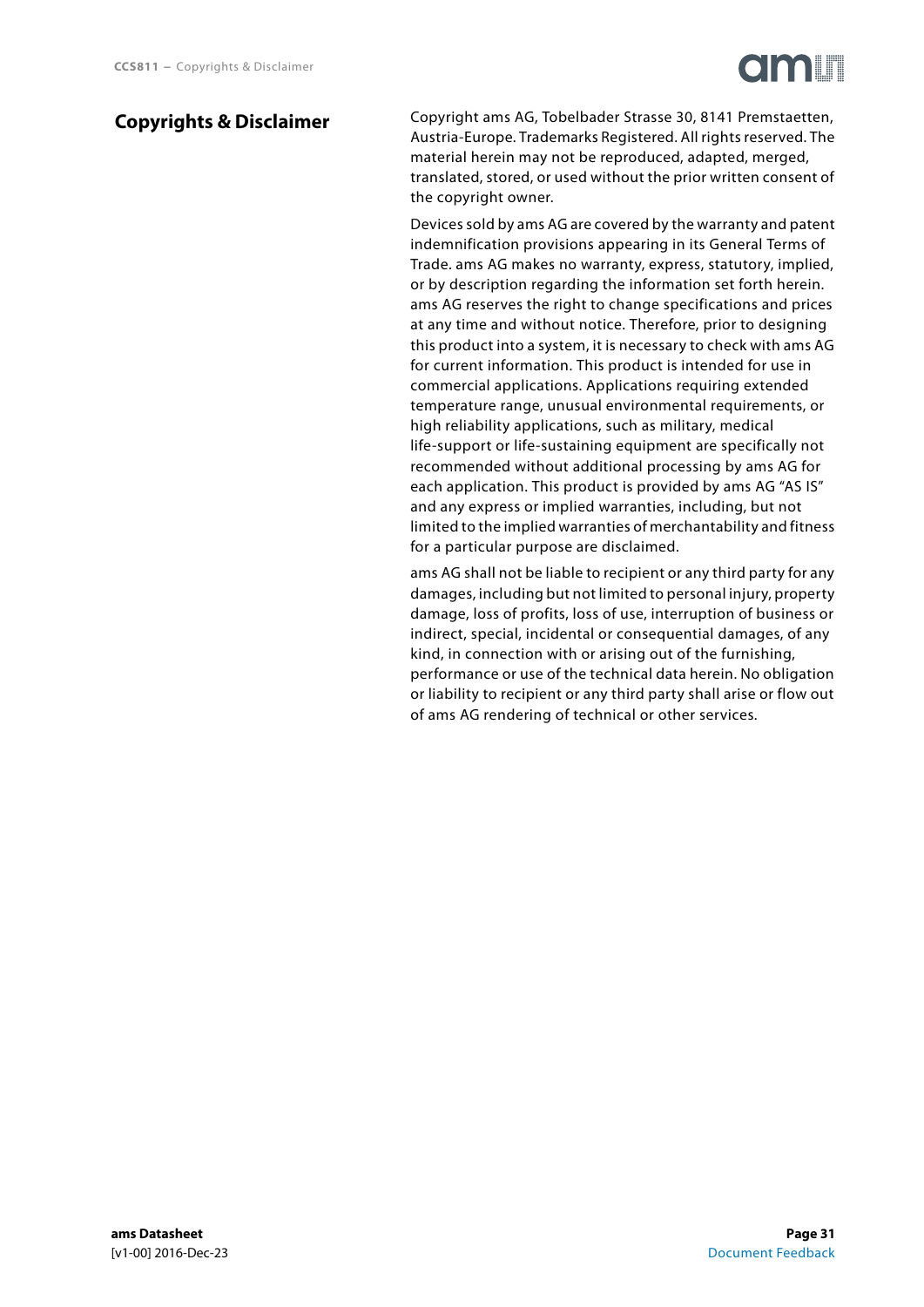# Copyrights & Disclaimer

Copyright ams AG, Tobelbader Strasse 30, 8141 Premstaetten, Austria-Europe. Trademarks Registered. All rights reserved. The material herein may not be reproduced, adapted, merged, translated, stored, or used without the prior written consent of the copyright owner.

Devices sold by ams AG are covered by the warranty and patent indemnification provisions appearing in its General Terms of Trade. ams AG makes no warranty, express, statutory, implied, or by description regarding the information set forth herein. ams AG reserves the right to change specifications and prices at any time and without notice. Therefore, prior to designing this product into a system, it is necessary to check with ams AG for current information. This product is intended for use in commercial applications. Applications requiring extended temperature range, unusual environmental requirements, or high reliability applications, such as military, medical life-support or life-sustaining equipment are specifically not recommended without additional processing by ams AG for each application. This product is provided by ams AG "AS IS" and any express or implied warranties, including, but not limited to the implied warranties of merchantability and fitness for a particular purpose are disclaimed.

ams AG shall not be liable to recipient or any third party for any damages, including but not limited to personal injury, property damage, loss of profits, loss of use, interruption of business or indirect, special, incidental or consequential damages, of any kind, in connection with or arising out of the furnishing, performance or use of the technical data herein. No obligation or liability to recipient or any third party shall arise or flow out of ams AG rendering of technical or other services.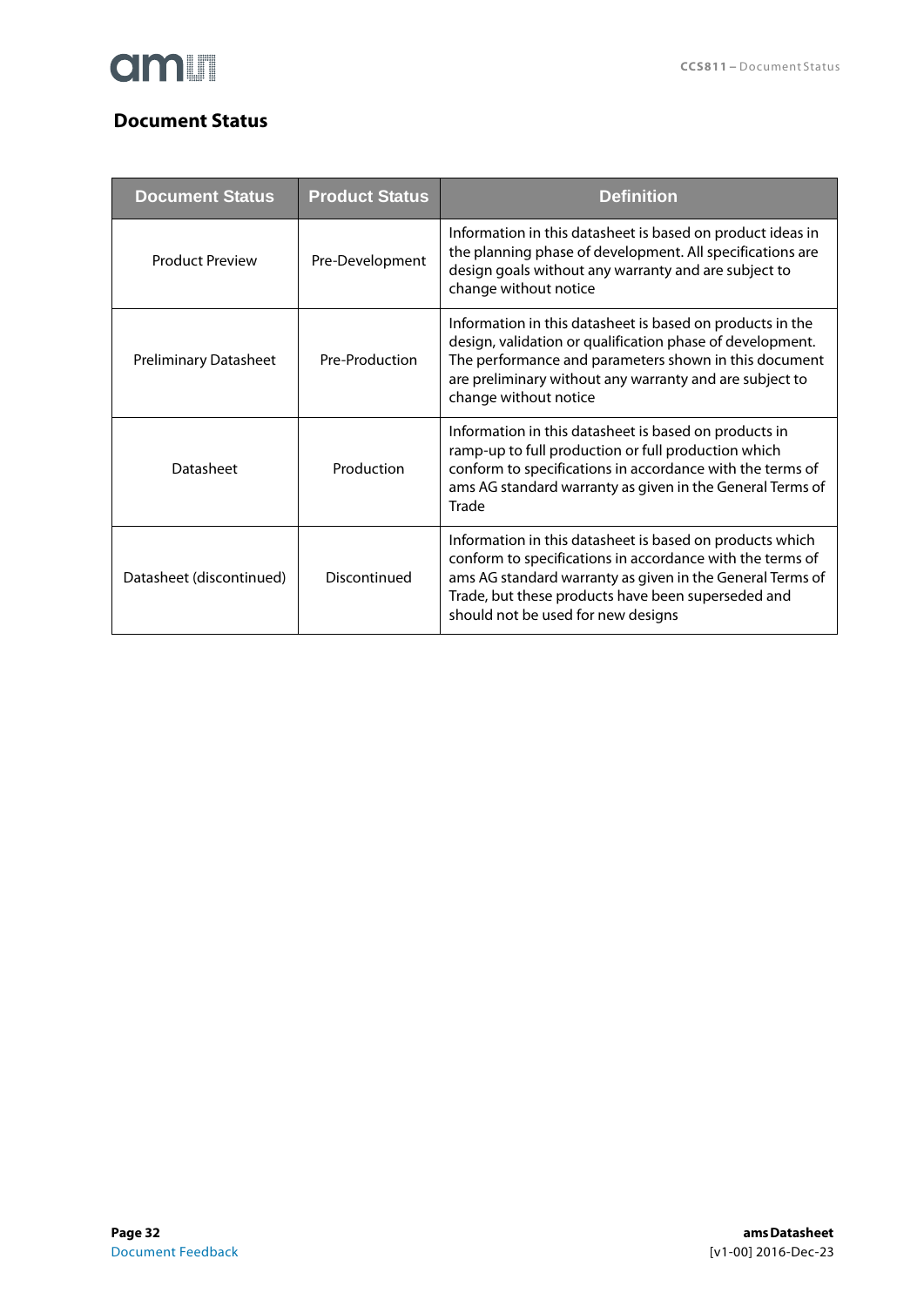## Document Status

| Document Status | Product Status | Definition |
|---|---|---|
| Product Preview | Pre-Development | Information in this datasheet is based on product ideas in the planning phase of development. All specifications are design goals without any warranty and are subject to change without notice |
| Preliminary Datasheet | Pre-Production | Information in this datasheet is based on products in the design, validation or qualification phase of development. The performance and parameters shown in this document are preliminary without any warranty and are subject to change without notice |
| Datasheet | Production | Information in this datasheet is based on products in ramp-up to full production or full production which conform to specifications in accordance with the terms of ams AG standard warranty as given in the General Terms of Trade |
| Datasheet (discontinued) | Discontinued | Information in this datasheet is based on products which conform to specifications in accordance with the terms of ams AG standard warranty as given in the General Terms of Trade, but these products have been superseded and should not be used for new designs |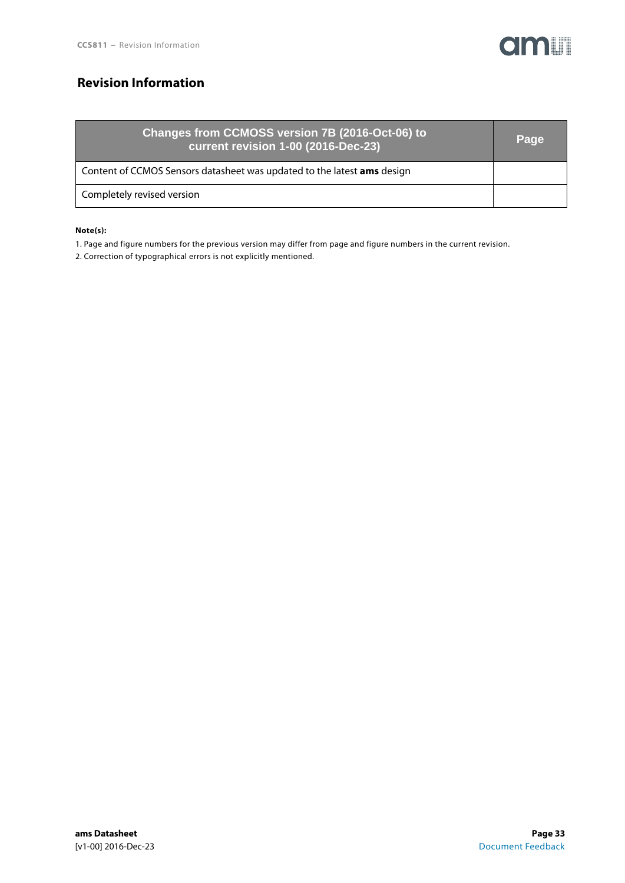# Revision Information

| Changes from CCMOSS version 7B (2016-Oct-06) to current revision 1-00 (2016-Dec-23) | Page |
|---|---|
| Content of CCMOS Sensors datasheet was updated to the latest **ams** design | |
| Completely revised version | |

**Note(s):**

1. Page and figure numbers for the previous version may differ from page and figure numbers in the current revision.
2. Correction of typographical errors is not explicitly mentioned.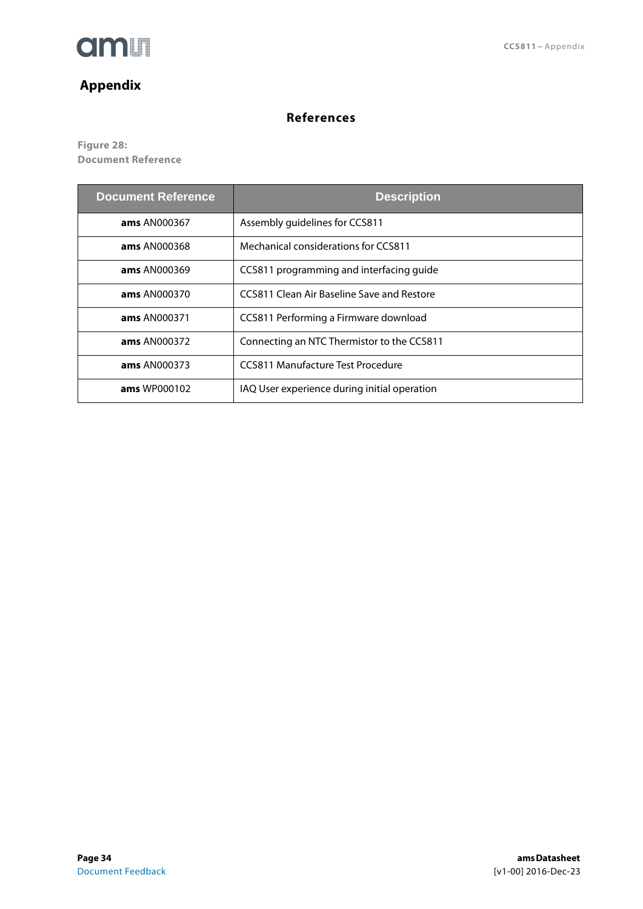# Appendix

## References

Figure 28:
Document Reference

| Document Reference | Description |
| --- | --- |
| **ams** AN000367 | Assembly guidelines for CCS811 |
| **ams** AN000368 | Mechanical considerations for CCS811 |
| **ams** AN000369 | CCS811 programming and interfacing guide |
| **ams** AN000370 | CCS811 Clean Air Baseline Save and Restore |
| **ams** AN000371 | CCS811 Performing a Firmware download |
| **ams** AN000372 | Connecting an NTC Thermistor to the CCS811 |
| **ams** AN000373 | CCS811 Manufacture Test Procedure |
| **ams** WP000102 | IAQ User experience during initial operation |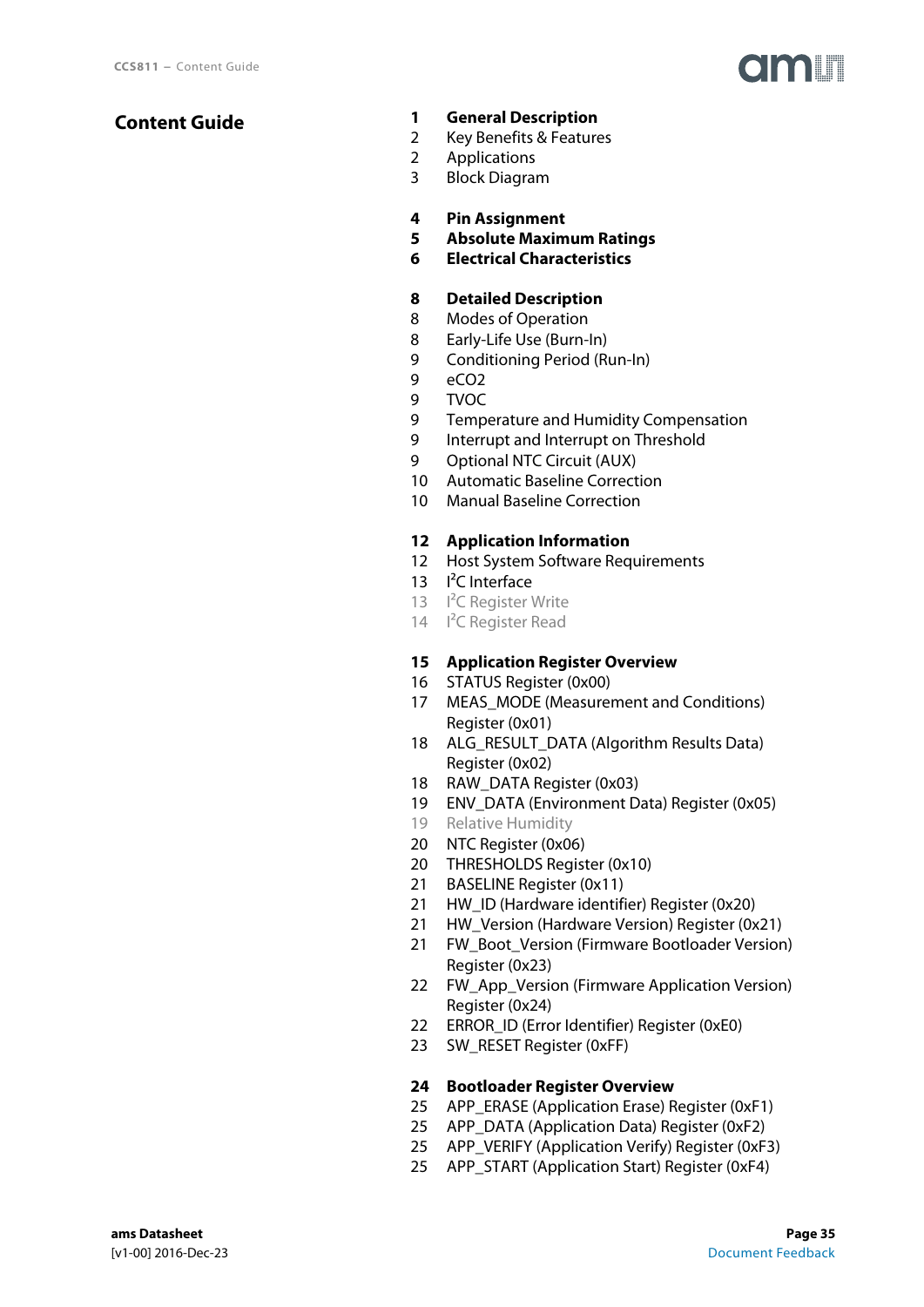# Content Guide

**1 General Description**
2 Key Benefits & Features
2 Applications
3 Block Diagram

**4 Pin Assignment**
**5 Absolute Maximum Ratings**
**6 Electrical Characteristics**

**8 Detailed Description**
8 Modes of Operation
8 Early-Life Use (Burn-In)
9 Conditioning Period (Run-In)
9 eCO2
9 TVOC
9 Temperature and Humidity Compensation
9 Interrupt and Interrupt on Threshold
9 Optional NTC Circuit (AUX)
10 Automatic Baseline Correction
10 Manual Baseline Correction

**12 Application Information**
12 Host System Software Requirements
13 I²C Interface
13 I²C Register Write
14 I²C Register Read

**15 Application Register Overview**
16 STATUS Register (0x00)
17 MEAS_MODE (Measurement and Conditions) Register (0x01)
18 ALG_RESULT_DATA (Algorithm Results Data) Register (0x02)
18 RAW_DATA Register (0x03)
19 ENV_DATA (Environment Data) Register (0x05)
19 Relative Humidity
20 NTC Register (0x06)
20 THRESHOLDS Register (0x10)
21 BASELINE Register (0x11)
21 HW_ID (Hardware identifier) Register (0x20)
21 HW_Version (Hardware Version) Register (0x21)
21 FW_Boot_Version (Firmware Bootloader Version) Register (0x23)
22 FW_App_Version (Firmware Application Version) Register (0x24)
22 ERROR_ID (Error Identifier) Register (0xE0)
23 SW_RESET Register (0xFF)

**24 Bootloader Register Overview**
25 APP_ERASE (Application Erase) Register (0xF1)
25 APP_DATA (Application Data) Register (0xF2)
25 APP_VERIFY (Application Verify) Register (0xF3)
25 APP_START (Application Start) Register (0xF4)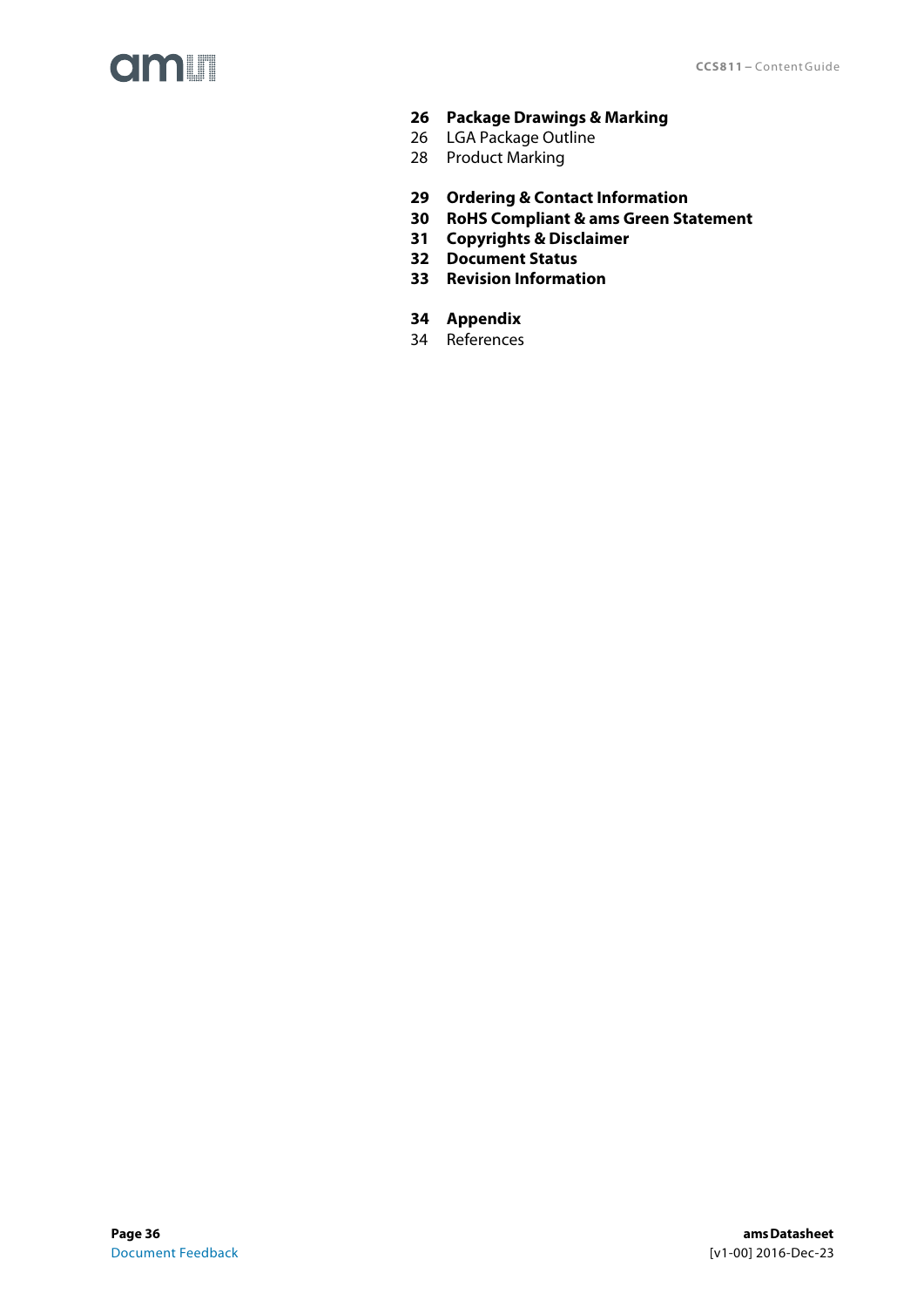**26 Package Drawings & Marking**
26 LGA Package Outline
28 Product Marking

**29 Ordering & Contact Information**
**30 RoHS Compliant & ams Green Statement**
**31 Copyrights & Disclaimer**
**32 Document Status**
**33 Revision Information**

**34 Appendix**
34 References